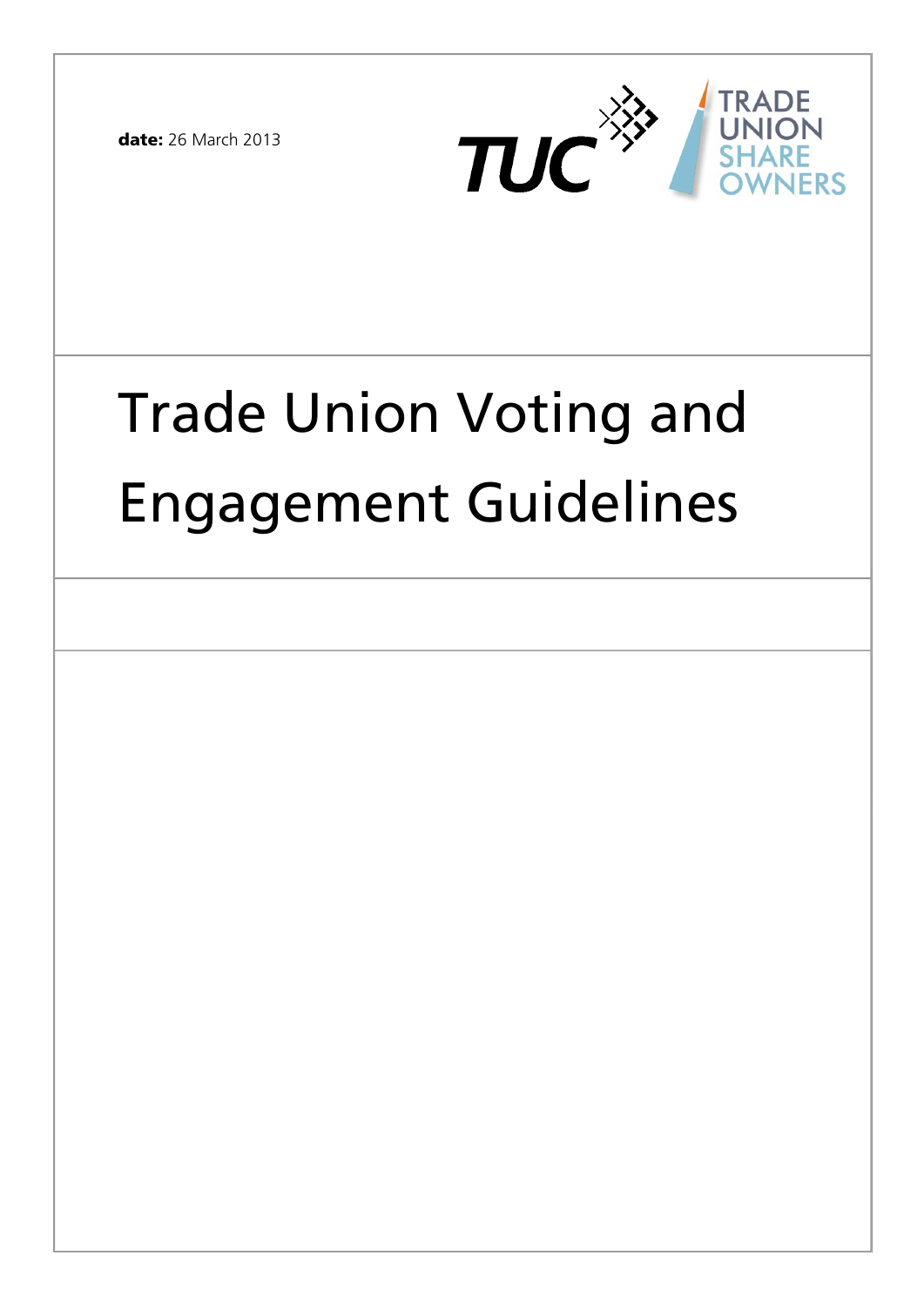**date:** 26 March 2013

TUC

TRADE UNION SHARE OWNERS

# Trade Union Voting and Engagement Guidelines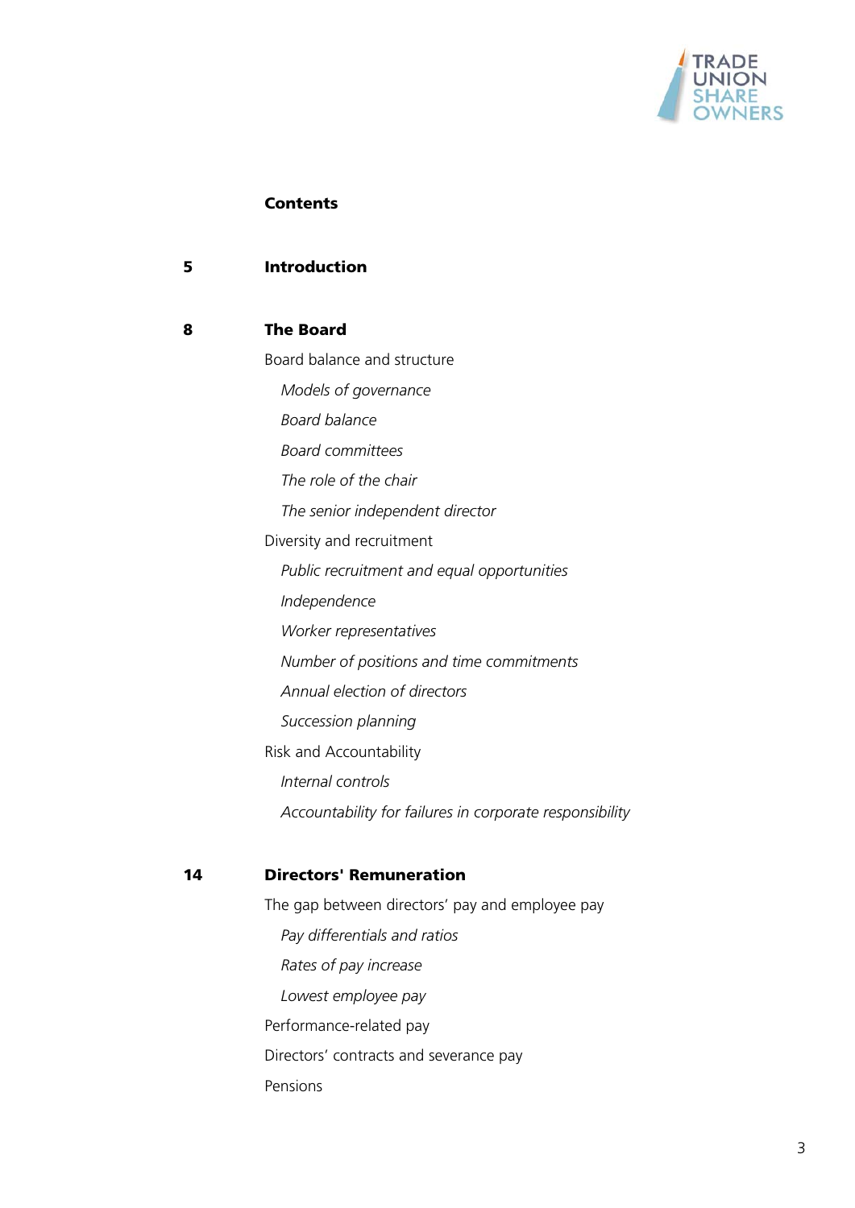## Contents

**5** **Introduction**

**8** **The Board**

Board balance and structure

- *Models of governance*
- *Board balance*
- *Board committees*
- *The role of the chair*
- *The senior independent director*

Diversity and recruitment

- *Public recruitment and equal opportunities*
- *Independence*
- *Worker representatives*
- *Number of positions and time commitments*
- *Annual election of directors*
- *Succession planning*

Risk and Accountability

- *Internal controls*
- *Accountability for failures in corporate responsibility*

**14** **Directors' Remuneration**

The gap between directors' pay and employee pay

- *Pay differentials and ratios*
- *Rates of pay increase*
- *Lowest employee pay*

Performance-related pay

Directors' contracts and severance pay

Pensions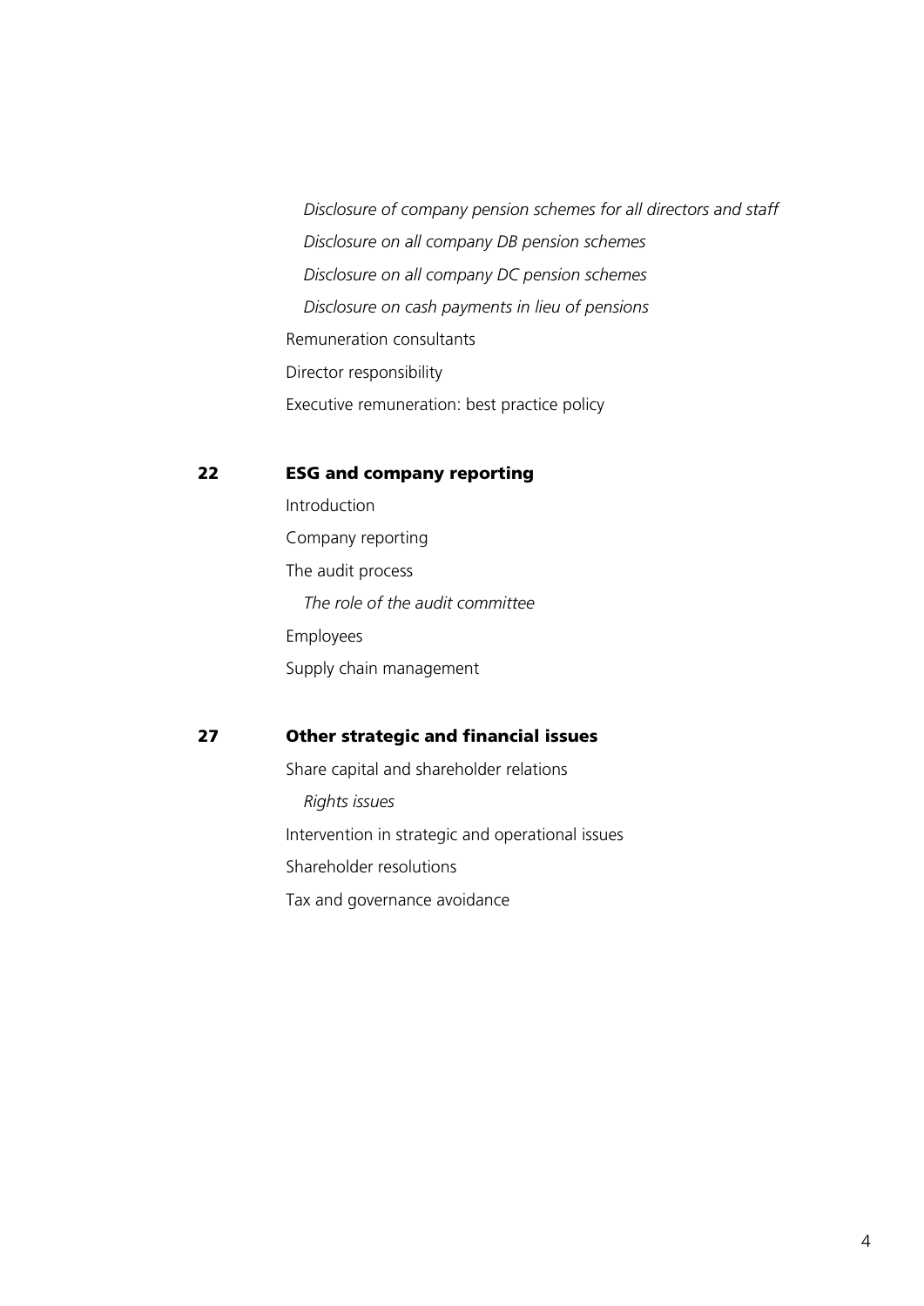*Disclosure of company pension schemes for all directors and staff*

*Disclosure on all company DB pension schemes*

*Disclosure on all company DC pension schemes*

*Disclosure on cash payments in lieu of pensions*

Remuneration consultants

Director responsibility

Executive remuneration: best practice policy

**22 ESG and company reporting**

Introduction

Company reporting

The audit process

*The role of the audit committee*

Employees

Supply chain management

**27 Other strategic and financial issues**

Share capital and shareholder relations

*Rights issues*

Intervention in strategic and operational issues

Shareholder resolutions

Tax and governance avoidance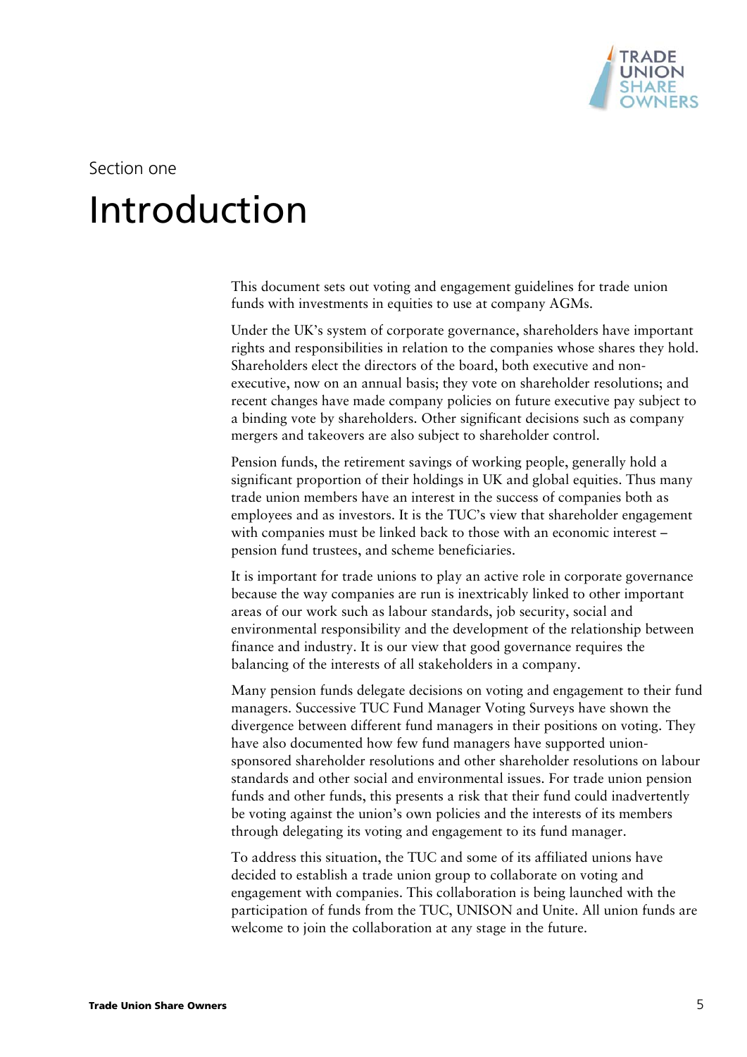Section one

# Introduction

This document sets out voting and engagement guidelines for trade union funds with investments in equities to use at company AGMs.

Under the UK's system of corporate governance, shareholders have important rights and responsibilities in relation to the companies whose shares they hold. Shareholders elect the directors of the board, both executive and non-executive, now on an annual basis; they vote on shareholder resolutions; and recent changes have made company policies on future executive pay subject to a binding vote by shareholders. Other significant decisions such as company mergers and takeovers are also subject to shareholder control.

Pension funds, the retirement savings of working people, generally hold a significant proportion of their holdings in UK and global equities. Thus many trade union members have an interest in the success of companies both as employees and as investors. It is the TUC's view that shareholder engagement with companies must be linked back to those with an economic interest – pension fund trustees, and scheme beneficiaries.

It is important for trade unions to play an active role in corporate governance because the way companies are run is inextricably linked to other important areas of our work such as labour standards, job security, social and environmental responsibility and the development of the relationship between finance and industry. It is our view that good governance requires the balancing of the interests of all stakeholders in a company.

Many pension funds delegate decisions on voting and engagement to their fund managers. Successive TUC Fund Manager Voting Surveys have shown the divergence between different fund managers in their positions on voting. They have also documented how few fund managers have supported union-sponsored shareholder resolutions and other shareholder resolutions on labour standards and other social and environmental issues. For trade union pension funds and other funds, this presents a risk that their fund could inadvertently be voting against the union's own policies and the interests of its members through delegating its voting and engagement to its fund manager.

To address this situation, the TUC and some of its affiliated unions have decided to establish a trade union group to collaborate on voting and engagement with companies. This collaboration is being launched with the participation of funds from the TUC, UNISON and Unite. All union funds are welcome to join the collaboration at any stage in the future.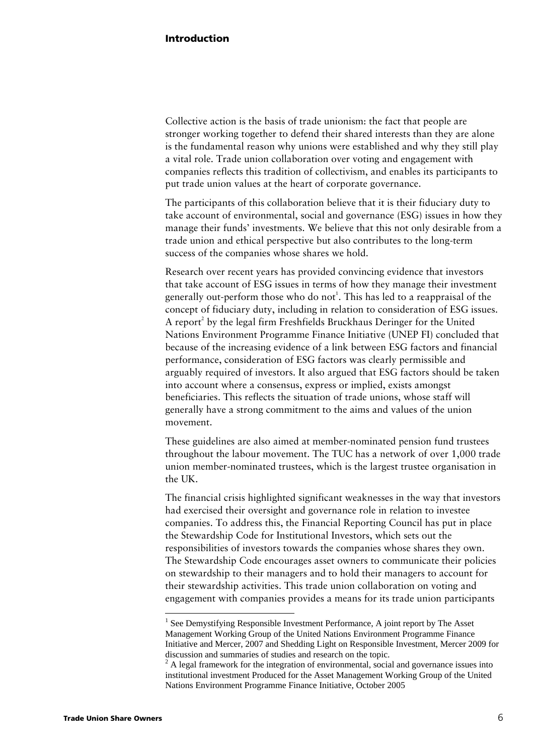## Introduction

Collective action is the basis of trade unionism: the fact that people are stronger working together to defend their shared interests than they are alone is the fundamental reason why unions were established and why they still play a vital role. Trade union collaboration over voting and engagement with companies reflects this tradition of collectivism, and enables its participants to put trade union values at the heart of corporate governance.

The participants of this collaboration believe that it is their fiduciary duty to take account of environmental, social and governance (ESG) issues in how they manage their funds' investments. We believe that this not only desirable from a trade union and ethical perspective but also contributes to the long-term success of the companies whose shares we hold.

Research over recent years has provided convincing evidence that investors that take account of ESG issues in terms of how they manage their investment generally out-perform those who do not[1]. This has led to a reappraisal of the concept of fiduciary duty, including in relation to consideration of ESG issues. A report[2] by the legal firm Freshfields Bruckhaus Deringer for the United Nations Environment Programme Finance Initiative (UNEP FI) concluded that because of the increasing evidence of a link between ESG factors and financial performance, consideration of ESG factors was clearly permissible and arguably required of investors. It also argued that ESG factors should be taken into account where a consensus, express or implied, exists amongst beneficiaries. This reflects the situation of trade unions, whose staff will generally have a strong commitment to the aims and values of the union movement.

These guidelines are also aimed at member-nominated pension fund trustees throughout the labour movement. The TUC has a network of over 1,000 trade union member-nominated trustees, which is the largest trustee organisation in the UK.

The financial crisis highlighted significant weaknesses in the way that investors had exercised their oversight and governance role in relation to investee companies. To address this, the Financial Reporting Council has put in place the Stewardship Code for Institutional Investors, which sets out the responsibilities of investors towards the companies whose shares they own. The Stewardship Code encourages asset owners to communicate their policies on stewardship to their managers and to hold their managers to account for their stewardship activities. This trade union collaboration on voting and engagement with companies provides a means for its trade union participants

[1] See Demystifying Responsible Investment Performance, A joint report by The Asset Management Working Group of the United Nations Environment Programme Finance Initiative and Mercer, 2007 and Shedding Light on Responsible Investment, Mercer 2009 for discussion and summaries of studies and research on the topic.

[2] A legal framework for the integration of environmental, social and governance issues into institutional investment Produced for the Asset Management Working Group of the United Nations Environment Programme Finance Initiative, October 2005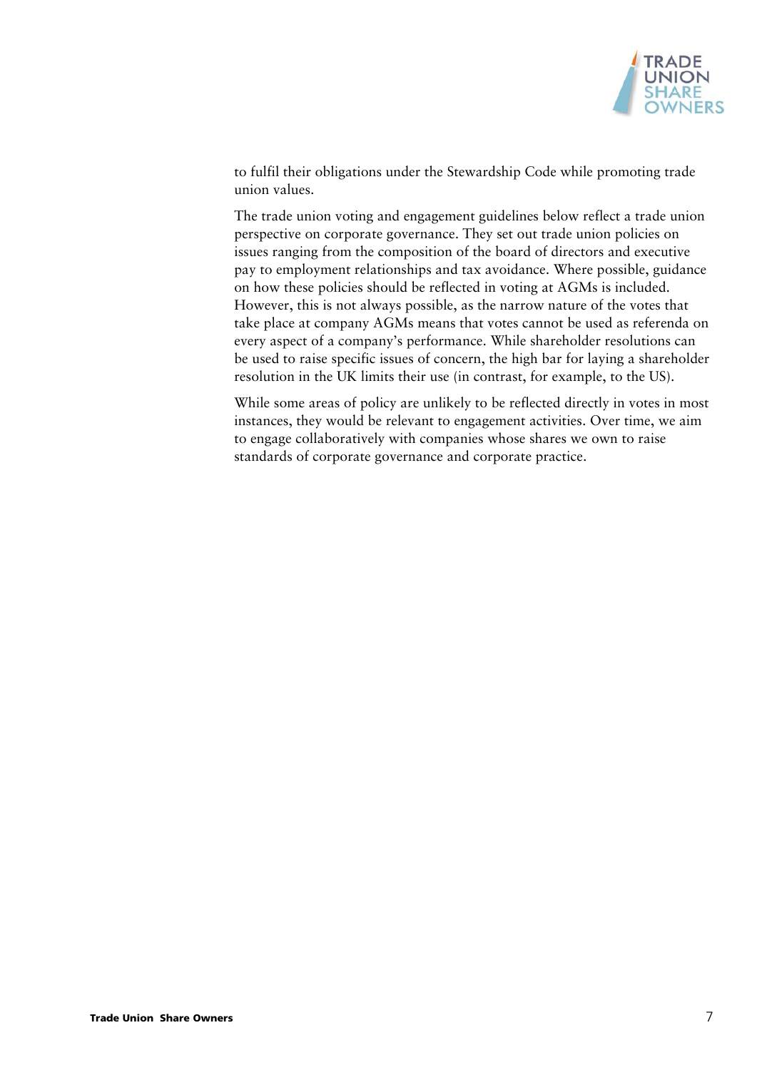to fulfil their obligations under the Stewardship Code while promoting trade union values.

The trade union voting and engagement guidelines below reflect a trade union perspective on corporate governance. They set out trade union policies on issues ranging from the composition of the board of directors and executive pay to employment relationships and tax avoidance. Where possible, guidance on how these policies should be reflected in voting at AGMs is included. However, this is not always possible, as the narrow nature of the votes that take place at company AGMs means that votes cannot be used as referenda on every aspect of a company's performance. While shareholder resolutions can be used to raise specific issues of concern, the high bar for laying a shareholder resolution in the UK limits their use (in contrast, for example, to the US).

While some areas of policy are unlikely to be reflected directly in votes in most instances, they would be relevant to engagement activities. Over time, we aim to engage collaboratively with companies whose shares we own to raise standards of corporate governance and corporate practice.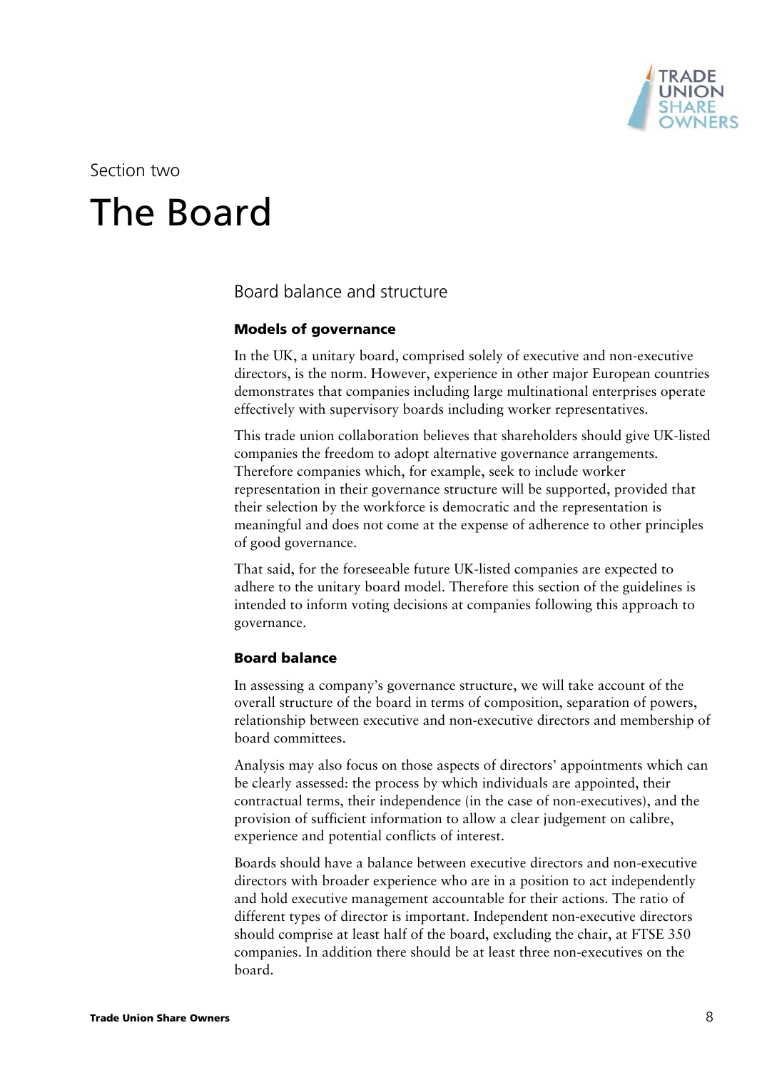Section two

# The Board

## Board balance and structure

### Models of governance

In the UK, a unitary board, comprised solely of executive and non-executive directors, is the norm. However, experience in other major European countries demonstrates that companies including large multinational enterprises operate effectively with supervisory boards including worker representatives.

This trade union collaboration believes that shareholders should give UK-listed companies the freedom to adopt alternative governance arrangements. Therefore companies which, for example, seek to include worker representation in their governance structure will be supported, provided that their selection by the workforce is democratic and the representation is meaningful and does not come at the expense of adherence to other principles of good governance.

That said, for the foreseeable future UK-listed companies are expected to adhere to the unitary board model. Therefore this section of the guidelines is intended to inform voting decisions at companies following this approach to governance.

### Board balance

In assessing a company's governance structure, we will take account of the overall structure of the board in terms of composition, separation of powers, relationship between executive and non-executive directors and membership of board committees.

Analysis may also focus on those aspects of directors' appointments which can be clearly assessed: the process by which individuals are appointed, their contractual terms, their independence (in the case of non-executives), and the provision of sufficient information to allow a clear judgement on calibre, experience and potential conflicts of interest.

Boards should have a balance between executive directors and non-executive directors with broader experience who are in a position to act independently and hold executive management accountable for their actions. The ratio of different types of director is important. Independent non-executive directors should comprise at least half of the board, excluding the chair, at FTSE 350 companies. In addition there should be at least three non-executives on the board.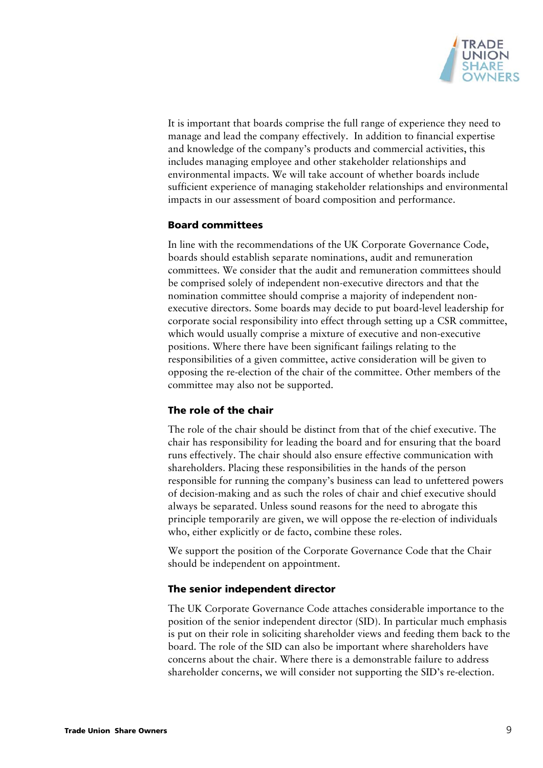It is important that boards comprise the full range of experience they need to manage and lead the company effectively. In addition to financial expertise and knowledge of the company's products and commercial activities, this includes managing employee and other stakeholder relationships and environmental impacts. We will take account of whether boards include sufficient experience of managing stakeholder relationships and environmental impacts in our assessment of board composition and performance.

### Board committees

In line with the recommendations of the UK Corporate Governance Code, boards should establish separate nominations, audit and remuneration committees. We consider that the audit and remuneration committees should be comprised solely of independent non-executive directors and that the nomination committee should comprise a majority of independent non-executive directors. Some boards may decide to put board-level leadership for corporate social responsibility into effect through setting up a CSR committee, which would usually comprise a mixture of executive and non-executive positions. Where there have been significant failings relating to the responsibilities of a given committee, active consideration will be given to opposing the re-election of the chair of the committee. Other members of the committee may also not be supported.

### The role of the chair

The role of the chair should be distinct from that of the chief executive. The chair has responsibility for leading the board and for ensuring that the board runs effectively. The chair should also ensure effective communication with shareholders. Placing these responsibilities in the hands of the person responsible for running the company's business can lead to unfettered powers of decision-making and as such the roles of chair and chief executive should always be separated. Unless sound reasons for the need to abrogate this principle temporarily are given, we will oppose the re-election of individuals who, either explicitly or de facto, combine these roles.

We support the position of the Corporate Governance Code that the Chair should be independent on appointment.

### The senior independent director

The UK Corporate Governance Code attaches considerable importance to the position of the senior independent director (SID). In particular much emphasis is put on their role in soliciting shareholder views and feeding them back to the board. The role of the SID can also be important where shareholders have concerns about the chair. Where there is a demonstrable failure to address shareholder concerns, we will consider not supporting the SID's re-election.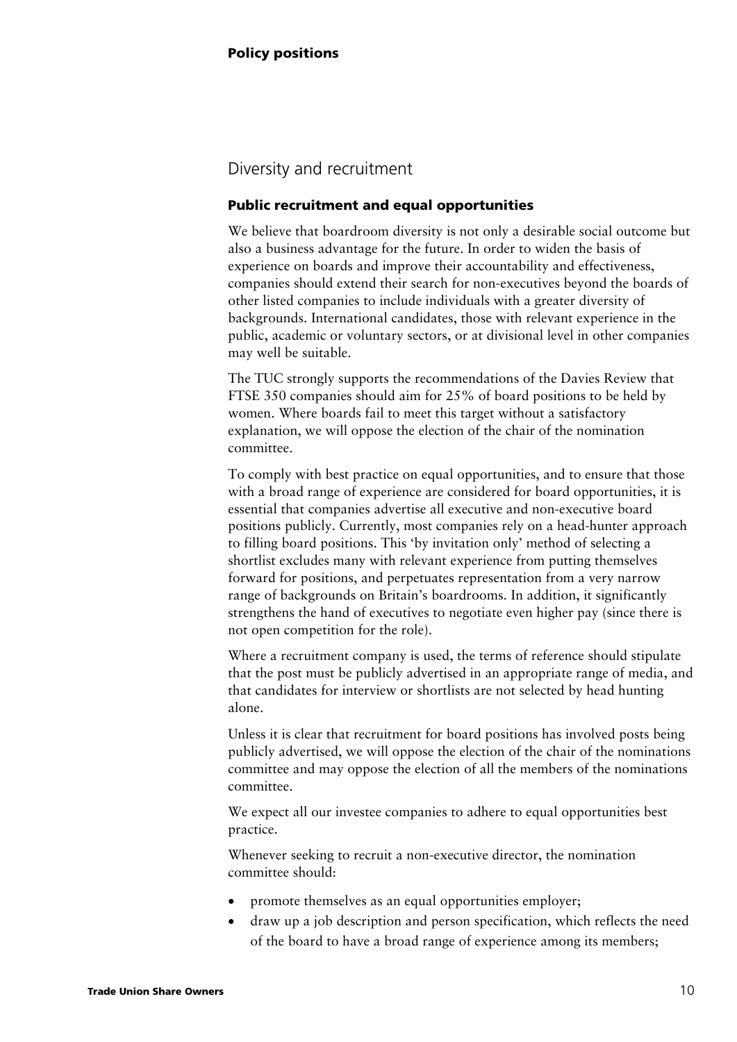## Diversity and recruitment

### Public recruitment and equal opportunities

We believe that boardroom diversity is not only a desirable social outcome but also a business advantage for the future. In order to widen the basis of experience on boards and improve their accountability and effectiveness, companies should extend their search for non-executives beyond the boards of other listed companies to include individuals with a greater diversity of backgrounds. International candidates, those with relevant experience in the public, academic or voluntary sectors, or at divisional level in other companies may well be suitable.

The TUC strongly supports the recommendations of the Davies Review that FTSE 350 companies should aim for 25% of board positions to be held by women. Where boards fail to meet this target without a satisfactory explanation, we will oppose the election of the chair of the nomination committee.

To comply with best practice on equal opportunities, and to ensure that those with a broad range of experience are considered for board opportunities, it is essential that companies advertise all executive and non-executive board positions publicly. Currently, most companies rely on a head-hunter approach to filling board positions. This 'by invitation only' method of selecting a shortlist excludes many with relevant experience from putting themselves forward for positions, and perpetuates representation from a very narrow range of backgrounds on Britain's boardrooms. In addition, it significantly strengthens the hand of executives to negotiate even higher pay (since there is not open competition for the role).

Where a recruitment company is used, the terms of reference should stipulate that the post must be publicly advertised in an appropriate range of media, and that candidates for interview or shortlists are not selected by head hunting alone.

Unless it is clear that recruitment for board positions has involved posts being publicly advertised, we will oppose the election of the chair of the nominations committee and may oppose the election of all the members of the nominations committee.

We expect all our investee companies to adhere to equal opportunities best practice.

Whenever seeking to recruit a non-executive director, the nomination committee should:

- promote themselves as an equal opportunities employer;
- draw up a job description and person specification, which reflects the need of the board to have a broad range of experience among its members;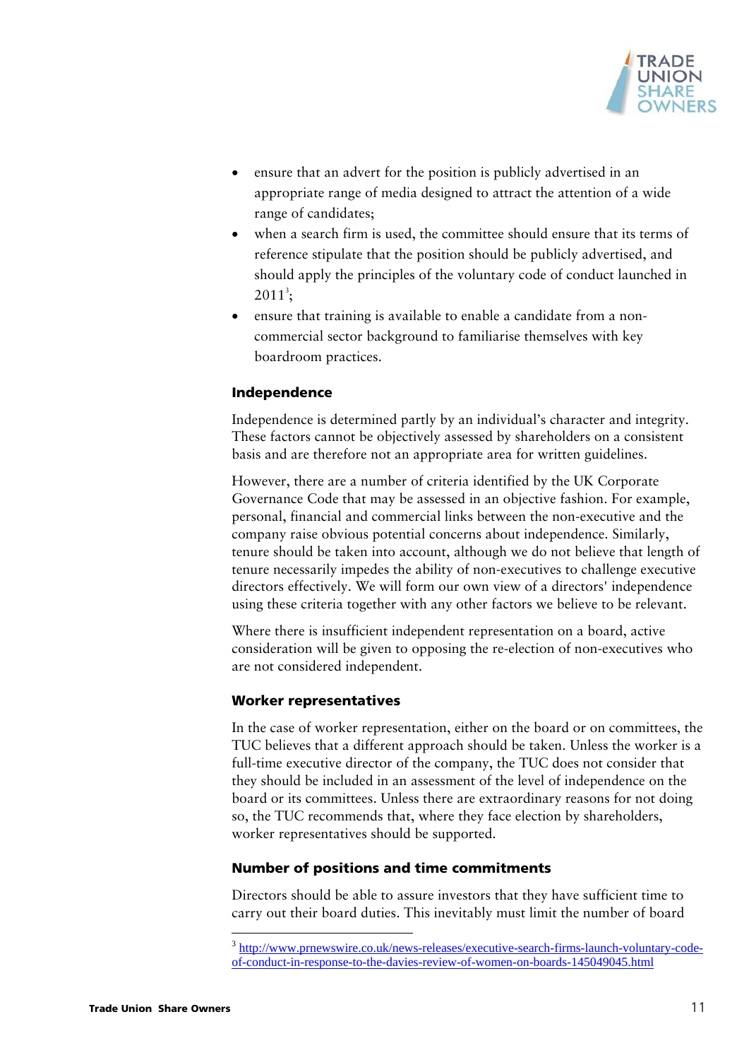- ensure that an advert for the position is publicly advertised in an appropriate range of media designed to attract the attention of a wide range of candidates;
- when a search firm is used, the committee should ensure that its terms of reference stipulate that the position should be publicly advertised, and should apply the principles of the voluntary code of conduct launched in 2011[3];
- ensure that training is available to enable a candidate from a non-commercial sector background to familiarise themselves with key boardroom practices.

### Independence

Independence is determined partly by an individual's character and integrity. These factors cannot be objectively assessed by shareholders on a consistent basis and are therefore not an appropriate area for written guidelines.

However, there are a number of criteria identified by the UK Corporate Governance Code that may be assessed in an objective fashion. For example, personal, financial and commercial links between the non-executive and the company raise obvious potential concerns about independence. Similarly, tenure should be taken into account, although we do not believe that length of tenure necessarily impedes the ability of non-executives to challenge executive directors effectively. We will form our own view of a directors' independence using these criteria together with any other factors we believe to be relevant.

Where there is insufficient independent representation on a board, active consideration will be given to opposing the re-election of non-executives who are not considered independent.

### Worker representatives

In the case of worker representation, either on the board or on committees, the TUC believes that a different approach should be taken. Unless the worker is a full-time executive director of the company, the TUC does not consider that they should be included in an assessment of the level of independence on the board or its committees. Unless there are extraordinary reasons for not doing so, the TUC recommends that, where they face election by shareholders, worker representatives should be supported.

### Number of positions and time commitments

Directors should be able to assure investors that they have sufficient time to carry out their board duties. This inevitably must limit the number of board

---

[3] http://www.prnewswire.co.uk/news-releases/executive-search-firms-launch-voluntary-code-of-conduct-in-response-to-the-davies-review-of-women-on-boards-145049045.html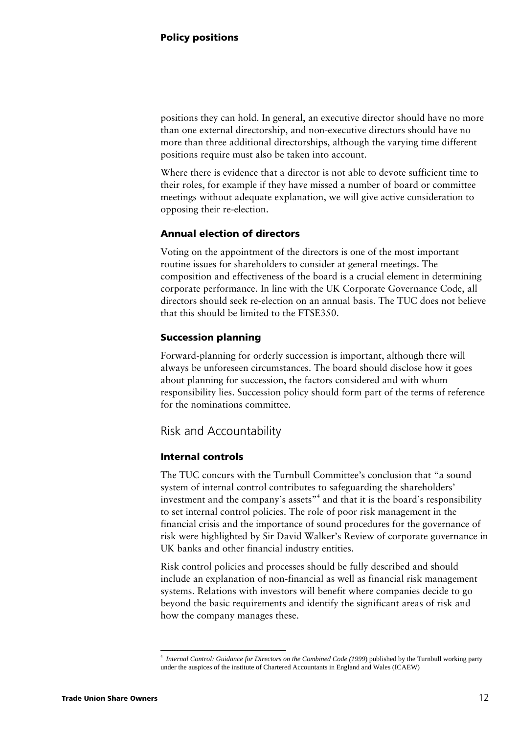positions they can hold. In general, an executive director should have no more than one external directorship, and non-executive directors should have no more than three additional directorships, although the varying time different positions require must also be taken into account.

Where there is evidence that a director is not able to devote sufficient time to their roles, for example if they have missed a number of board or committee meetings without adequate explanation, we will give active consideration to opposing their re-election.

### Annual election of directors

Voting on the appointment of the directors is one of the most important routine issues for shareholders to consider at general meetings. The composition and effectiveness of the board is a crucial element in determining corporate performance. In line with the UK Corporate Governance Code, all directors should seek re-election on an annual basis. The TUC does not believe that this should be limited to the FTSE350.

### Succession planning

Forward-planning for orderly succession is important, although there will always be unforeseen circumstances. The board should disclose how it goes about planning for succession, the factors considered and with whom responsibility lies. Succession policy should form part of the terms of reference for the nominations committee.

## Risk and Accountability

### Internal controls

The TUC concurs with the Turnbull Committee's conclusion that "a sound system of internal control contributes to safeguarding the shareholders' investment and the company's assets"[4] and that it is the board's responsibility to set internal control policies. The role of poor risk management in the financial crisis and the importance of sound procedures for the governance of risk were highlighted by Sir David Walker's Review of corporate governance in UK banks and other financial industry entities.

Risk control policies and processes should be fully described and should include an explanation of non-financial as well as financial risk management systems. Relations with investors will benefit where companies decide to go beyond the basic requirements and identify the significant areas of risk and how the company manages these.

---

[4] *Internal Control: Guidance for Directors on the Combined Code (1999)* published by the Turnbull working party under the auspices of the institute of Chartered Accountants in England and Wales (ICAEW)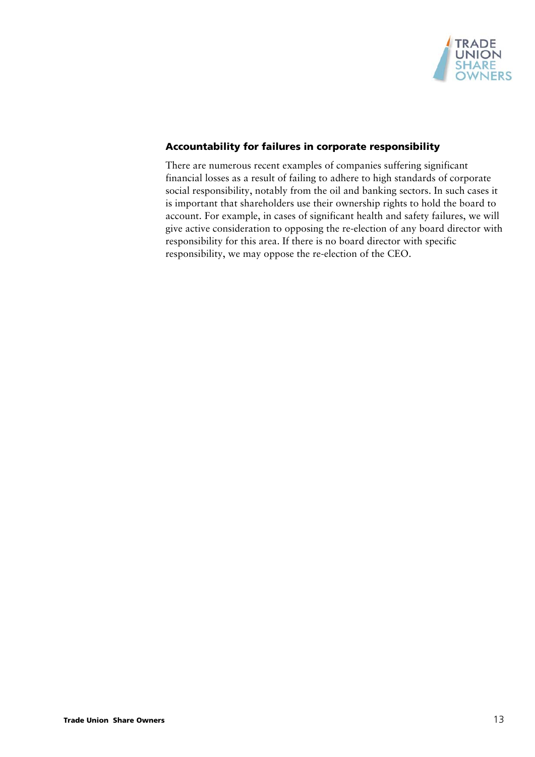### Accountability for failures in corporate responsibility

There are numerous recent examples of companies suffering significant financial losses as a result of failing to adhere to high standards of corporate social responsibility, notably from the oil and banking sectors. In such cases it is important that shareholders use their ownership rights to hold the board to account. For example, in cases of significant health and safety failures, we will give active consideration to opposing the re-election of any board director with responsibility for this area. If there is no board director with specific responsibility, we may oppose the re-election of the CEO.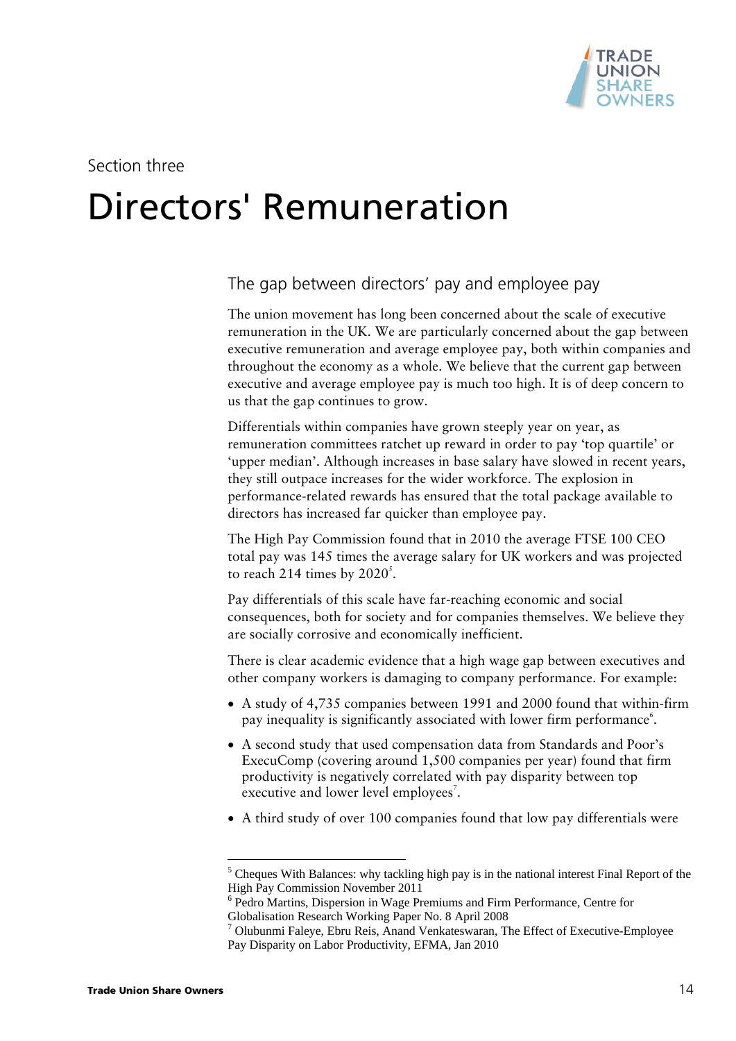Section three

# Directors' Remuneration

## The gap between directors' pay and employee pay

The union movement has long been concerned about the scale of executive remuneration in the UK. We are particularly concerned about the gap between executive remuneration and average employee pay, both within companies and throughout the economy as a whole. We believe that the current gap between executive and average employee pay is much too high. It is of deep concern to us that the gap continues to grow.

Differentials within companies have grown steeply year on year, as remuneration committees ratchet up reward in order to pay 'top quartile' or 'upper median'. Although increases in base salary have slowed in recent years, they still outpace increases for the wider workforce. The explosion in performance-related rewards has ensured that the total package available to directors has increased far quicker than employee pay.

The High Pay Commission found that in 2010 the average FTSE 100 CEO total pay was 145 times the average salary for UK workers and was projected to reach 214 times by 2020[5].

Pay differentials of this scale have far-reaching economic and social consequences, both for society and for companies themselves. We believe they are socially corrosive and economically inefficient.

There is clear academic evidence that a high wage gap between executives and other company workers is damaging to company performance. For example:

- A study of 4,735 companies between 1991 and 2000 found that within-firm pay inequality is significantly associated with lower firm performance[6].
- A second study that used compensation data from Standards and Poor's ExecuComp (covering around 1,500 companies per year) found that firm productivity is negatively correlated with pay disparity between top executive and lower level employees[7].
- A third study of over 100 companies found that low pay differentials were

---

[5] Cheques With Balances: why tackling high pay is in the national interest Final Report of the High Pay Commission November 2011

[6] Pedro Martins, Dispersion in Wage Premiums and Firm Performance, Centre for Globalisation Research Working Paper No. 8 April 2008

[7] Olubunmi Faleye, Ebru Reis, Anand Venkateswaran, The Effect of Executive-Employee Pay Disparity on Labor Productivity, EFMA, Jan 2010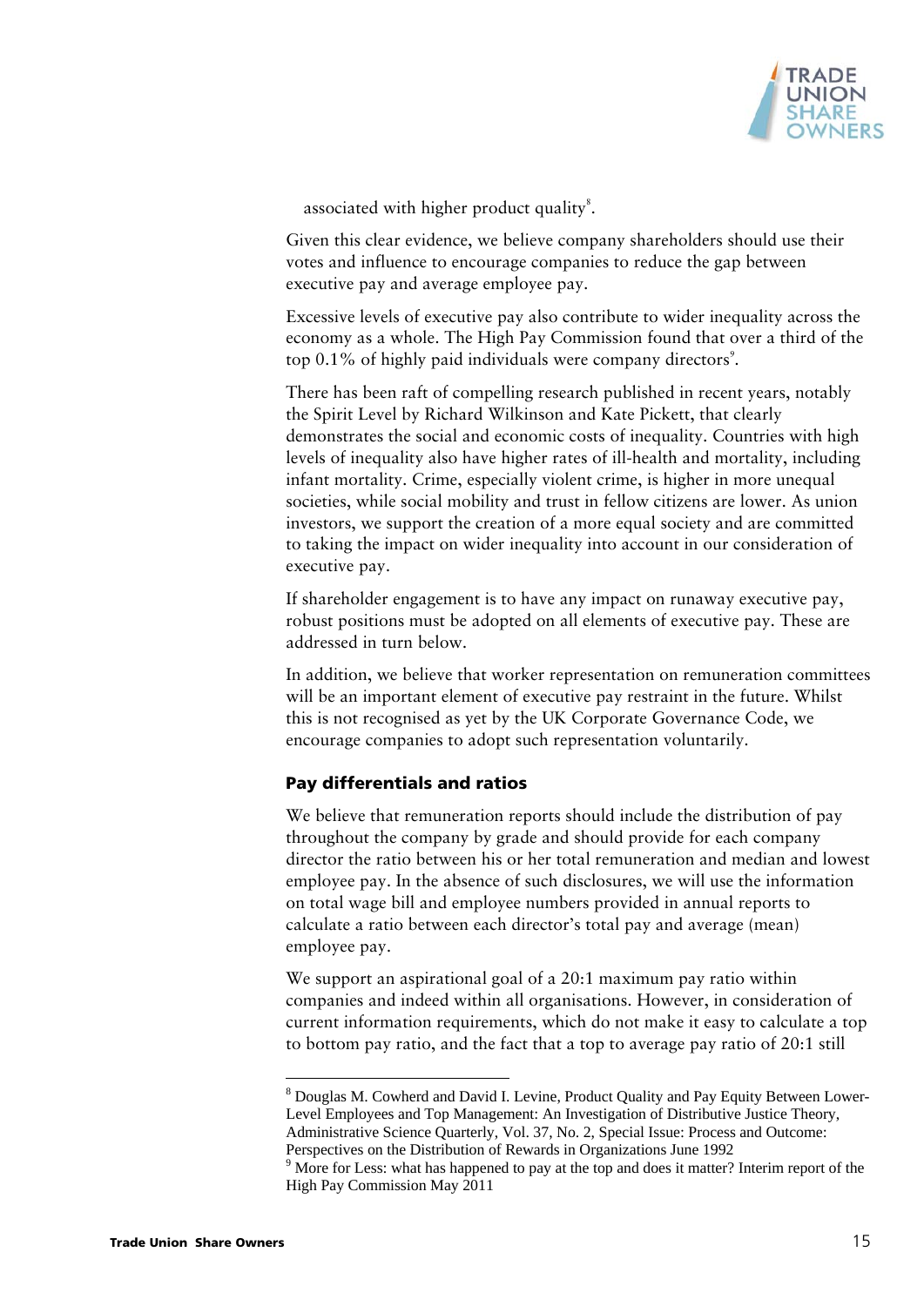associated with higher product quality[8].

Given this clear evidence, we believe company shareholders should use their votes and influence to encourage companies to reduce the gap between executive pay and average employee pay.

Excessive levels of executive pay also contribute to wider inequality across the economy as a whole. The High Pay Commission found that over a third of the top 0.1% of highly paid individuals were company directors[9].

There has been raft of compelling research published in recent years, notably the Spirit Level by Richard Wilkinson and Kate Pickett, that clearly demonstrates the social and economic costs of inequality. Countries with high levels of inequality also have higher rates of ill-health and mortality, including infant mortality. Crime, especially violent crime, is higher in more unequal societies, while social mobility and trust in fellow citizens are lower. As union investors, we support the creation of a more equal society and are committed to taking the impact on wider inequality into account in our consideration of executive pay.

If shareholder engagement is to have any impact on runaway executive pay, robust positions must be adopted on all elements of executive pay. These are addressed in turn below.

In addition, we believe that worker representation on remuneration committees will be an important element of executive pay restraint in the future. Whilst this is not recognised as yet by the UK Corporate Governance Code, we encourage companies to adopt such representation voluntarily.

### Pay differentials and ratios

We believe that remuneration reports should include the distribution of pay throughout the company by grade and should provide for each company director the ratio between his or her total remuneration and median and lowest employee pay. In the absence of such disclosures, we will use the information on total wage bill and employee numbers provided in annual reports to calculate a ratio between each director's total pay and average (mean) employee pay.

We support an aspirational goal of a 20:1 maximum pay ratio within companies and indeed within all organisations. However, in consideration of current information requirements, which do not make it easy to calculate a top to bottom pay ratio, and the fact that a top to average pay ratio of 20:1 still

---

[8] Douglas M. Cowherd and David I. Levine, Product Quality and Pay Equity Between Lower-Level Employees and Top Management: An Investigation of Distributive Justice Theory, Administrative Science Quarterly, Vol. 37, No. 2, Special Issue: Process and Outcome: Perspectives on the Distribution of Rewards in Organizations June 1992

[9] More for Less: what has happened to pay at the top and does it matter? Interim report of the High Pay Commission May 2011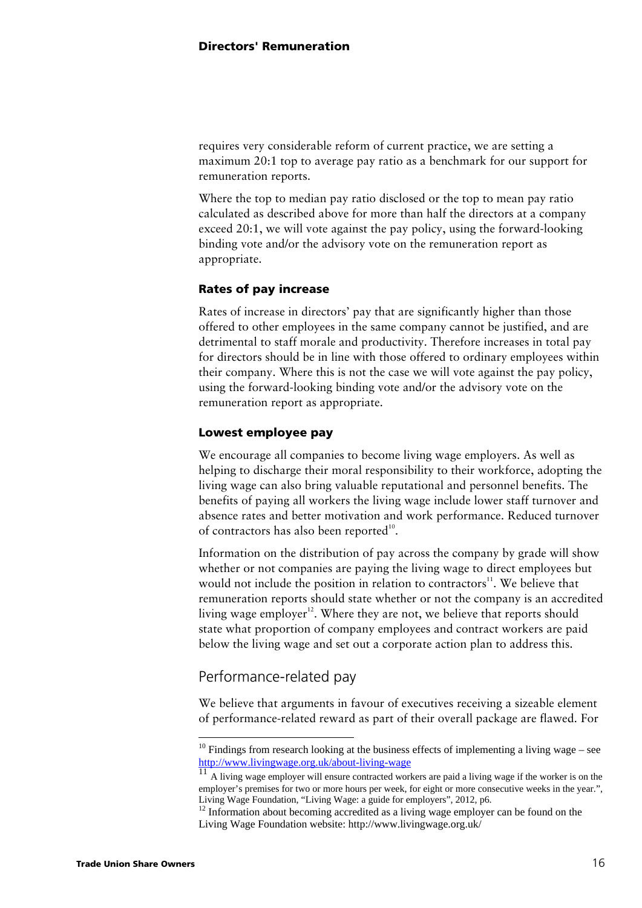requires very considerable reform of current practice, we are setting a maximum 20:1 top to average pay ratio as a benchmark for our support for remuneration reports.

Where the top to median pay ratio disclosed or the top to mean pay ratio calculated as described above for more than half the directors at a company exceed 20:1, we will vote against the pay policy, using the forward-looking binding vote and/or the advisory vote on the remuneration report as appropriate.

### Rates of pay increase

Rates of increase in directors' pay that are significantly higher than those offered to other employees in the same company cannot be justified, and are detrimental to staff morale and productivity. Therefore increases in total pay for directors should be in line with those offered to ordinary employees within their company. Where this is not the case we will vote against the pay policy, using the forward-looking binding vote and/or the advisory vote on the remuneration report as appropriate.

### Lowest employee pay

We encourage all companies to become living wage employers. As well as helping to discharge their moral responsibility to their workforce, adopting the living wage can also bring valuable reputational and personnel benefits. The benefits of paying all workers the living wage include lower staff turnover and absence rates and better motivation and work performance. Reduced turnover of contractors has also been reported[10].

Information on the distribution of pay across the company by grade will show whether or not companies are paying the living wage to direct employees but would not include the position in relation to contractors[11]. We believe that remuneration reports should state whether or not the company is an accredited living wage employer[12]. Where they are not, we believe that reports should state what proportion of company employees and contract workers are paid below the living wage and set out a corporate action plan to address this.

## Performance-related pay

We believe that arguments in favour of executives receiving a sizeable element of performance-related reward as part of their overall package are flawed. For

---

[10] Findings from research looking at the business effects of implementing a living wage – see http://www.livingwage.org.uk/about-living-wage

[11] A living wage employer will ensure contracted workers are paid a living wage if the worker is on the employer's premises for two or more hours per week, for eight or more consecutive weeks in the year.", Living Wage Foundation, "Living Wage: a guide for employers", 2012, p6.

[12] Information about becoming accredited as a living wage employer can be found on the Living Wage Foundation website: http://www.livingwage.org.uk/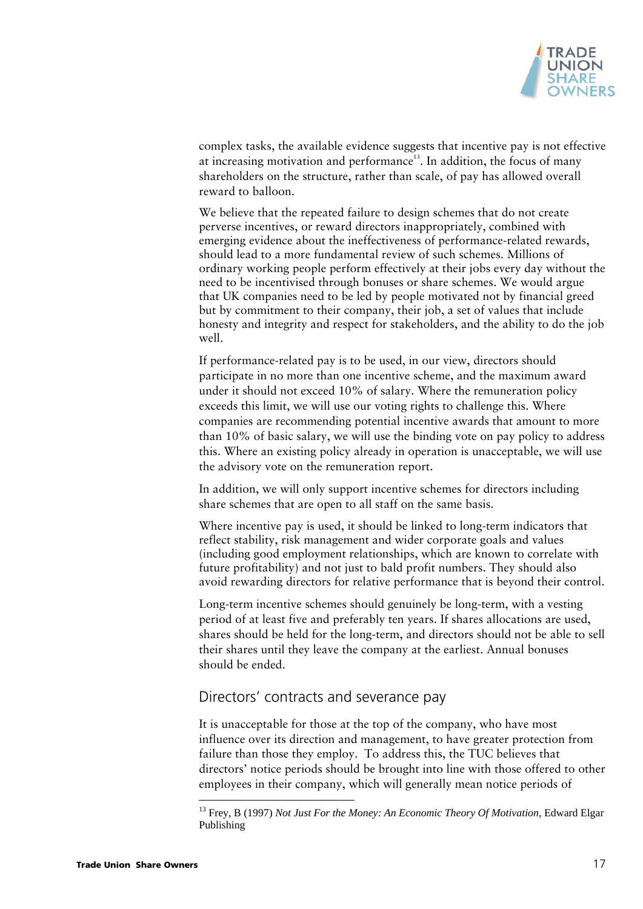complex tasks, the available evidence suggests that incentive pay is not effective at increasing motivation and performance[13]. In addition, the focus of many shareholders on the structure, rather than scale, of pay has allowed overall reward to balloon.

We believe that the repeated failure to design schemes that do not create perverse incentives, or reward directors inappropriately, combined with emerging evidence about the ineffectiveness of performance-related rewards, should lead to a more fundamental review of such schemes. Millions of ordinary working people perform effectively at their jobs every day without the need to be incentivised through bonuses or share schemes. We would argue that UK companies need to be led by people motivated not by financial greed but by commitment to their company, their job, a set of values that include honesty and integrity and respect for stakeholders, and the ability to do the job well.

If performance-related pay is to be used, in our view, directors should participate in no more than one incentive scheme, and the maximum award under it should not exceed 10% of salary. Where the remuneration policy exceeds this limit, we will use our voting rights to challenge this. Where companies are recommending potential incentive awards that amount to more than 10% of basic salary, we will use the binding vote on pay policy to address this. Where an existing policy already in operation is unacceptable, we will use the advisory vote on the remuneration report.

In addition, we will only support incentive schemes for directors including share schemes that are open to all staff on the same basis.

Where incentive pay is used, it should be linked to long-term indicators that reflect stability, risk management and wider corporate goals and values (including good employment relationships, which are known to correlate with future profitability) and not just to bald profit numbers. They should also avoid rewarding directors for relative performance that is beyond their control.

Long-term incentive schemes should genuinely be long-term, with a vesting period of at least five and preferably ten years. If shares allocations are used, shares should be held for the long-term, and directors should not be able to sell their shares until they leave the company at the earliest. Annual bonuses should be ended.

## Directors' contracts and severance pay

It is unacceptable for those at the top of the company, who have most influence over its direction and management, to have greater protection from failure than those they employ. To address this, the TUC believes that directors' notice periods should be brought into line with those offered to other employees in their company, which will generally mean notice periods of

[13] Frey, B (1997) *Not Just For the Money: An Economic Theory Of Motivation*, Edward Elgar Publishing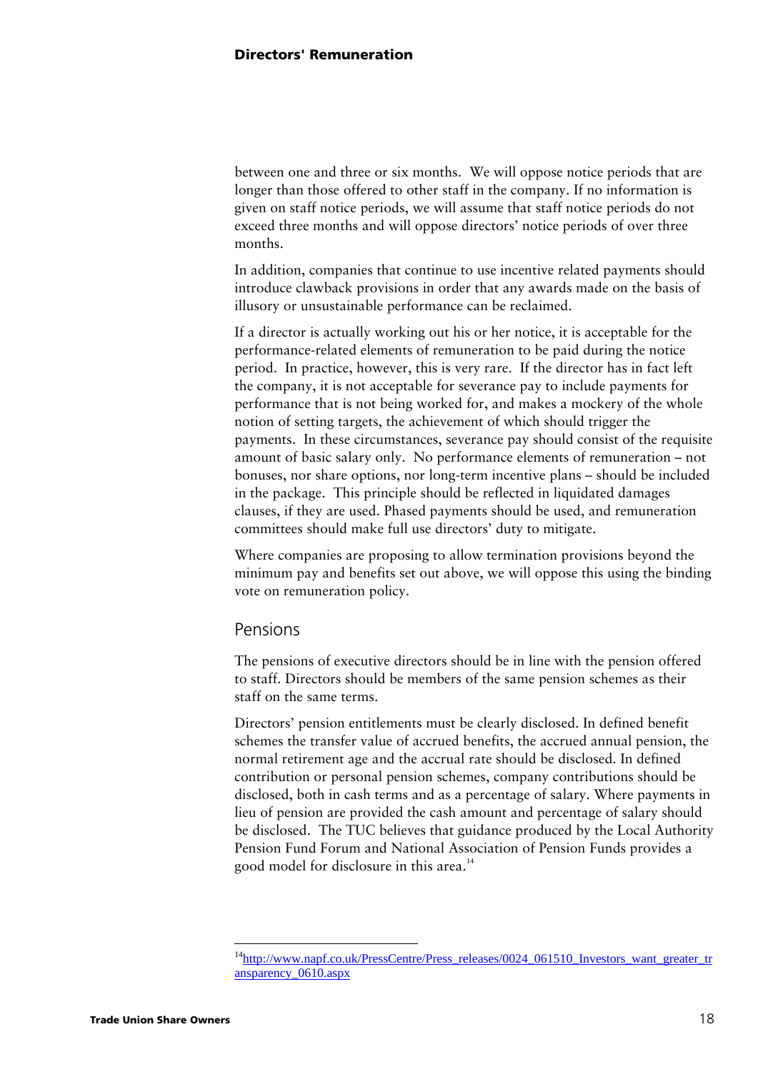between one and three or six months. We will oppose notice periods that are longer than those offered to other staff in the company. If no information is given on staff notice periods, we will assume that staff notice periods do not exceed three months and will oppose directors' notice periods of over three months.

In addition, companies that continue to use incentive related payments should introduce clawback provisions in order that any awards made on the basis of illusory or unsustainable performance can be reclaimed.

If a director is actually working out his or her notice, it is acceptable for the performance-related elements of remuneration to be paid during the notice period. In practice, however, this is very rare. If the director has in fact left the company, it is not acceptable for severance pay to include payments for performance that is not being worked for, and makes a mockery of the whole notion of setting targets, the achievement of which should trigger the payments. In these circumstances, severance pay should consist of the requisite amount of basic salary only. No performance elements of remuneration – not bonuses, nor share options, nor long-term incentive plans – should be included in the package. This principle should be reflected in liquidated damages clauses, if they are used. Phased payments should be used, and remuneration committees should make full use directors' duty to mitigate.

Where companies are proposing to allow termination provisions beyond the minimum pay and benefits set out above, we will oppose this using the binding vote on remuneration policy.

## Pensions

The pensions of executive directors should be in line with the pension offered to staff. Directors should be members of the same pension schemes as their staff on the same terms.

Directors' pension entitlements must be clearly disclosed. In defined benefit schemes the transfer value of accrued benefits, the accrued annual pension, the normal retirement age and the accrual rate should be disclosed. In defined contribution or personal pension schemes, company contributions should be disclosed, both in cash terms and as a percentage of salary. Where payments in lieu of pension are provided the cash amount and percentage of salary should be disclosed. The TUC believes that guidance produced by the Local Authority Pension Fund Forum and National Association of Pension Funds provides a good model for disclosure in this area.[14]

---

[14] http://www.napf.co.uk/PressCentre/Press_releases/0024_061510_Investors_want_greater_transparency_0610.aspx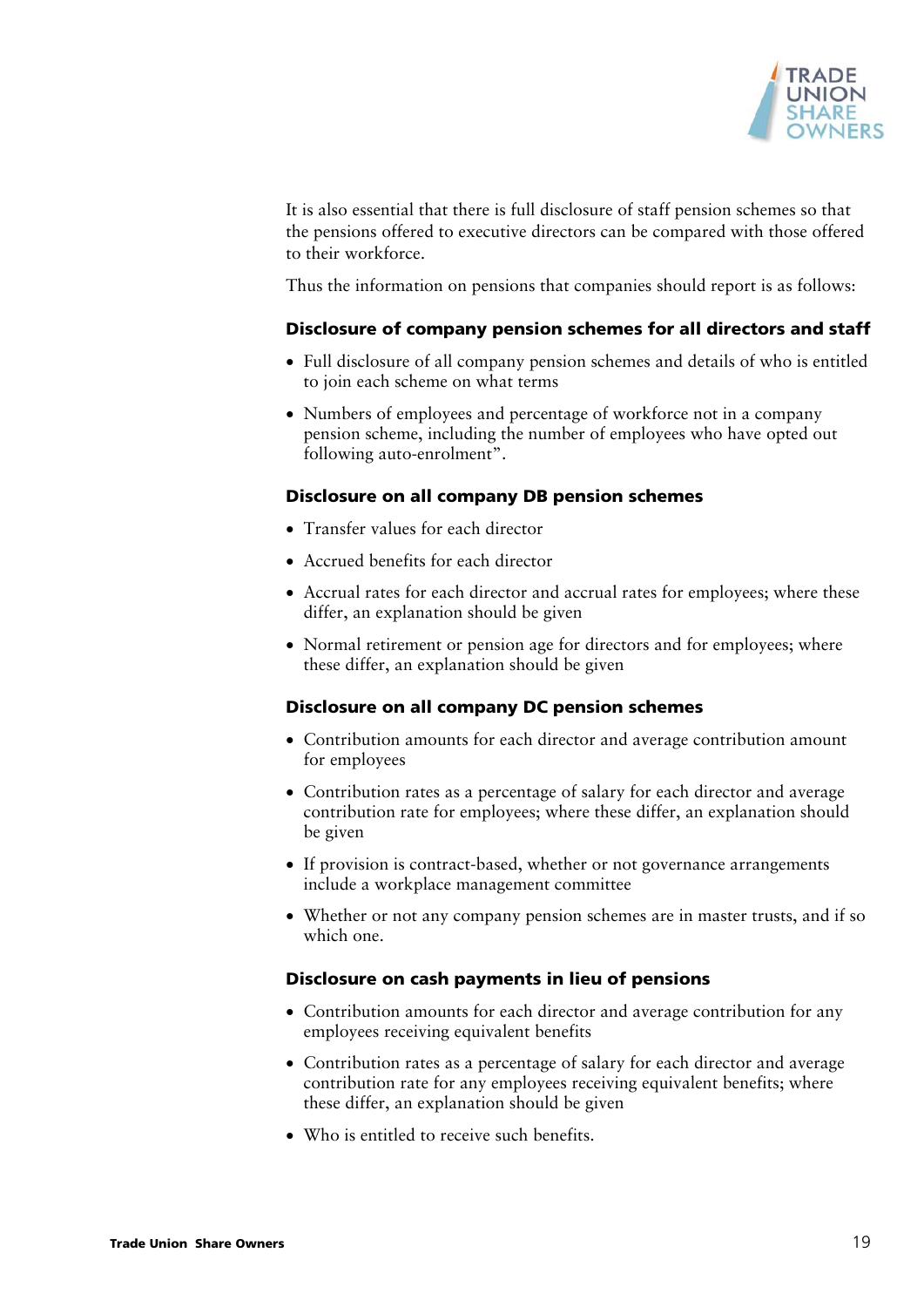It is also essential that there is full disclosure of staff pension schemes so that the pensions offered to executive directors can be compared with those offered to their workforce.

Thus the information on pensions that companies should report is as follows:

### Disclosure of company pension schemes for all directors and staff

- Full disclosure of all company pension schemes and details of who is entitled to join each scheme on what terms
- Numbers of employees and percentage of workforce not in a company pension scheme, including the number of employees who have opted out following auto-enrolment".

### Disclosure on all company DB pension schemes

- Transfer values for each director
- Accrued benefits for each director
- Accrual rates for each director and accrual rates for employees; where these differ, an explanation should be given
- Normal retirement or pension age for directors and for employees; where these differ, an explanation should be given

### Disclosure on all company DC pension schemes

- Contribution amounts for each director and average contribution amount for employees
- Contribution rates as a percentage of salary for each director and average contribution rate for employees; where these differ, an explanation should be given
- If provision is contract-based, whether or not governance arrangements include a workplace management committee
- Whether or not any company pension schemes are in master trusts, and if so which one.

### Disclosure on cash payments in lieu of pensions

- Contribution amounts for each director and average contribution for any employees receiving equivalent benefits
- Contribution rates as a percentage of salary for each director and average contribution rate for any employees receiving equivalent benefits; where these differ, an explanation should be given
- Who is entitled to receive such benefits.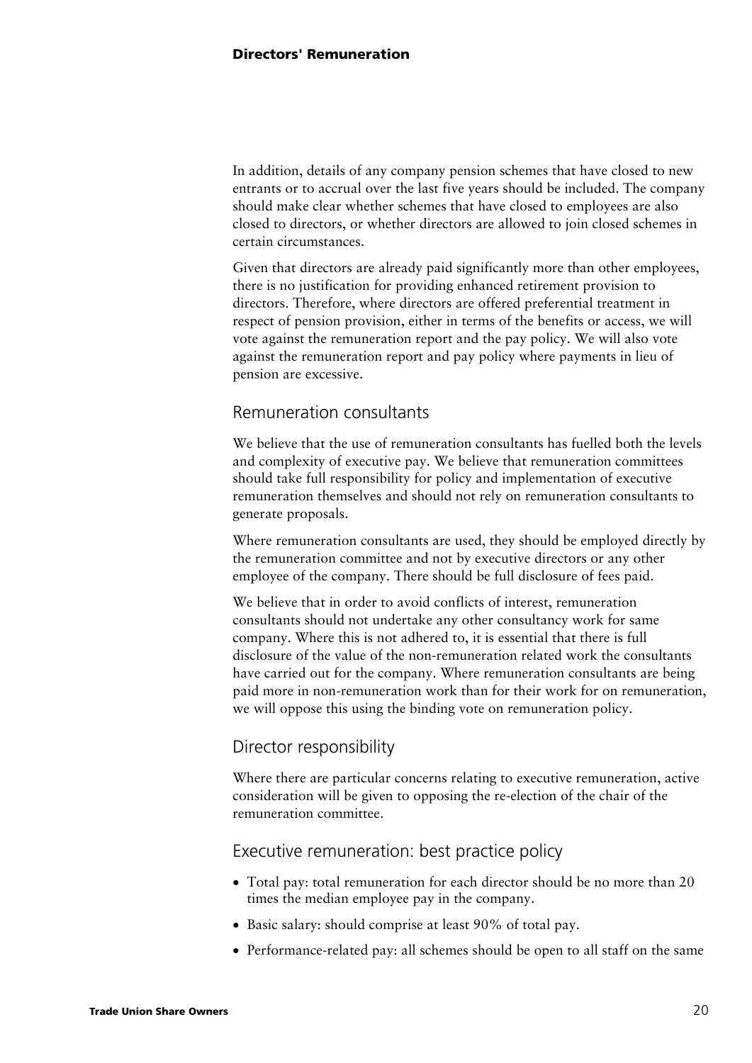In addition, details of any company pension schemes that have closed to new entrants or to accrual over the last five years should be included. The company should make clear whether schemes that have closed to employees are also closed to directors, or whether directors are allowed to join closed schemes in certain circumstances.

Given that directors are already paid significantly more than other employees, there is no justification for providing enhanced retirement provision to directors. Therefore, where directors are offered preferential treatment in respect of pension provision, either in terms of the benefits or access, we will vote against the remuneration report and the pay policy. We will also vote against the remuneration report and pay policy where payments in lieu of pension are excessive.

## Remuneration consultants

We believe that the use of remuneration consultants has fuelled both the levels and complexity of executive pay. We believe that remuneration committees should take full responsibility for policy and implementation of executive remuneration themselves and should not rely on remuneration consultants to generate proposals.

Where remuneration consultants are used, they should be employed directly by the remuneration committee and not by executive directors or any other employee of the company. There should be full disclosure of fees paid.

We believe that in order to avoid conflicts of interest, remuneration consultants should not undertake any other consultancy work for same company. Where this is not adhered to, it is essential that there is full disclosure of the value of the non-remuneration related work the consultants have carried out for the company. Where remuneration consultants are being paid more in non-remuneration work than for their work for on remuneration, we will oppose this using the binding vote on remuneration policy.

## Director responsibility

Where there are particular concerns relating to executive remuneration, active consideration will be given to opposing the re-election of the chair of the remuneration committee.

## Executive remuneration: best practice policy

- Total pay: total remuneration for each director should be no more than 20 times the median employee pay in the company.
- Basic salary: should comprise at least 90% of total pay.
- Performance-related pay: all schemes should be open to all staff on the same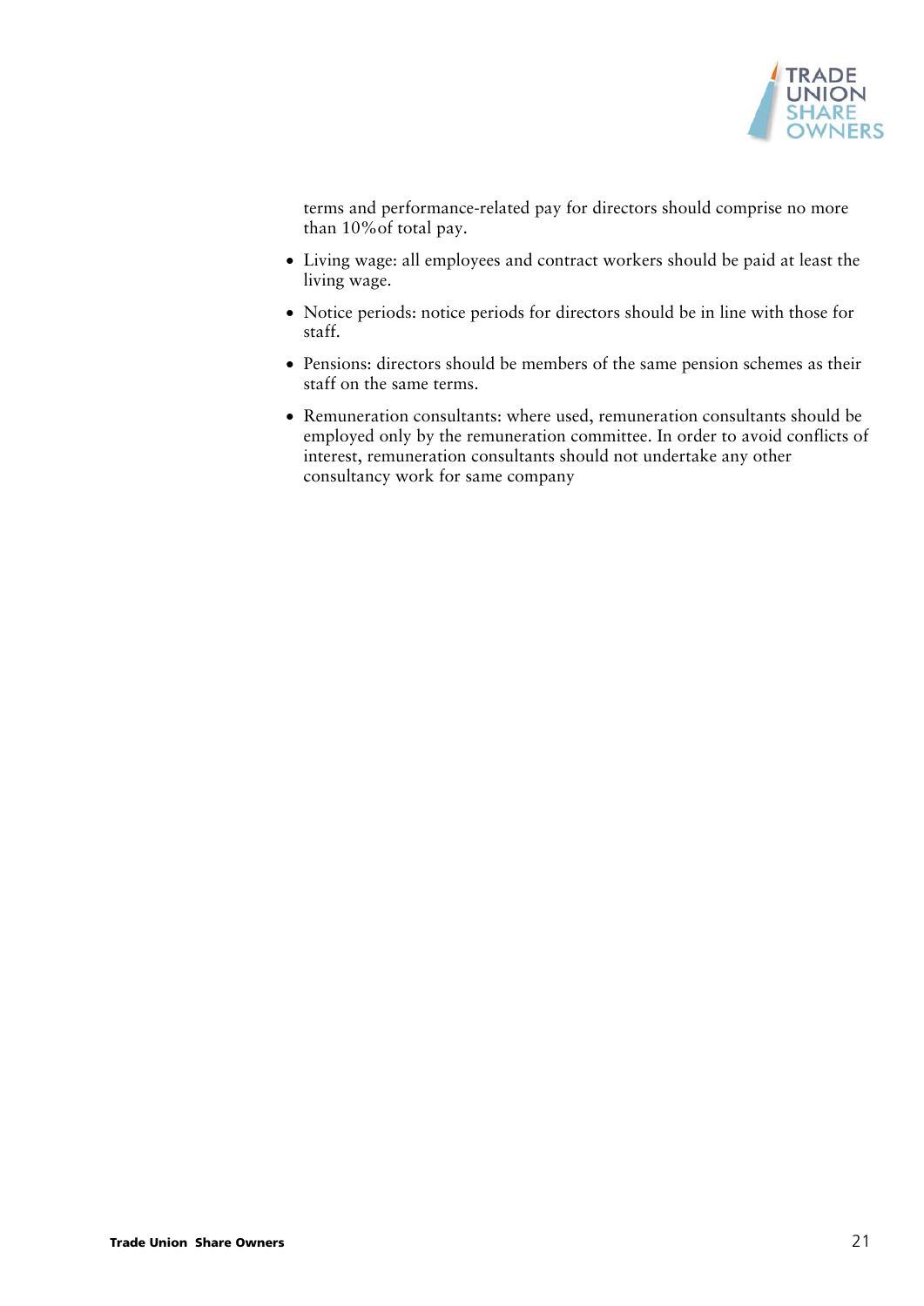terms and performance-related pay for directors should comprise no more than 10%of total pay.

- Living wage: all employees and contract workers should be paid at least the living wage.
- Notice periods: notice periods for directors should be in line with those for staff.
- Pensions: directors should be members of the same pension schemes as their staff on the same terms.
- Remuneration consultants: where used, remuneration consultants should be employed only by the remuneration committee. In order to avoid conflicts of interest, remuneration consultants should not undertake any other consultancy work for same company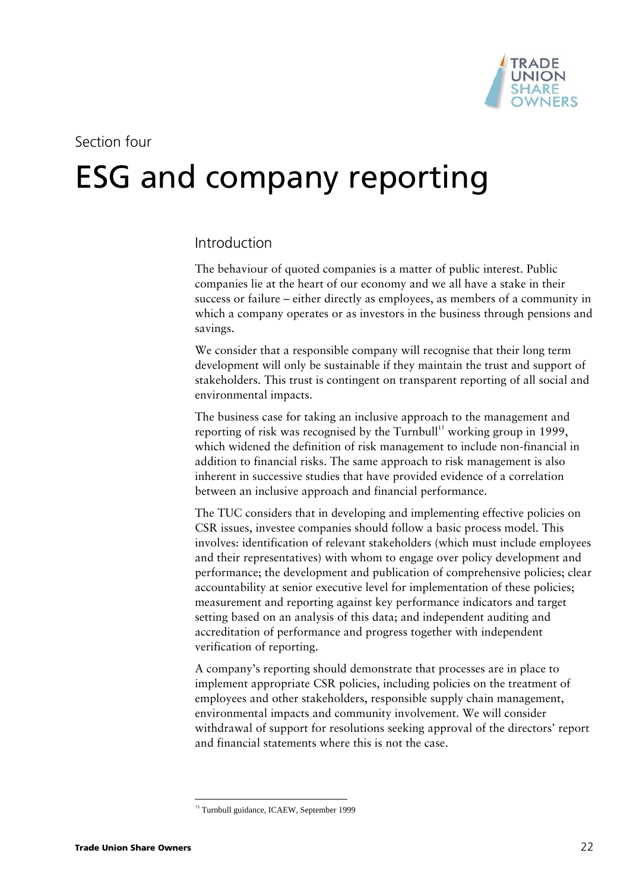Section four

# ESG and company reporting

## Introduction

The behaviour of quoted companies is a matter of public interest. Public companies lie at the heart of our economy and we all have a stake in their success or failure – either directly as employees, as members of a community in which a company operates or as investors in the business through pensions and savings.

We consider that a responsible company will recognise that their long term development will only be sustainable if they maintain the trust and support of stakeholders. This trust is contingent on transparent reporting of all social and environmental impacts.

The business case for taking an inclusive approach to the management and reporting of risk was recognised by the Turnbull[15] working group in 1999, which widened the definition of risk management to include non-financial in addition to financial risks. The same approach to risk management is also inherent in successive studies that have provided evidence of a correlation between an inclusive approach and financial performance.

The TUC considers that in developing and implementing effective policies on CSR issues, investee companies should follow a basic process model. This involves: identification of relevant stakeholders (which must include employees and their representatives) with whom to engage over policy development and performance; the development and publication of comprehensive policies; clear accountability at senior executive level for implementation of these policies; measurement and reporting against key performance indicators and target setting based on an analysis of this data; and independent auditing and accreditation of performance and progress together with independent verification of reporting.

A company's reporting should demonstrate that processes are in place to implement appropriate CSR policies, including policies on the treatment of employees and other stakeholders, responsible supply chain management, environmental impacts and community involvement. We will consider withdrawal of support for resolutions seeking approval of the directors' report and financial statements where this is not the case.

[15] Turnbull guidance, ICAEW, September 1999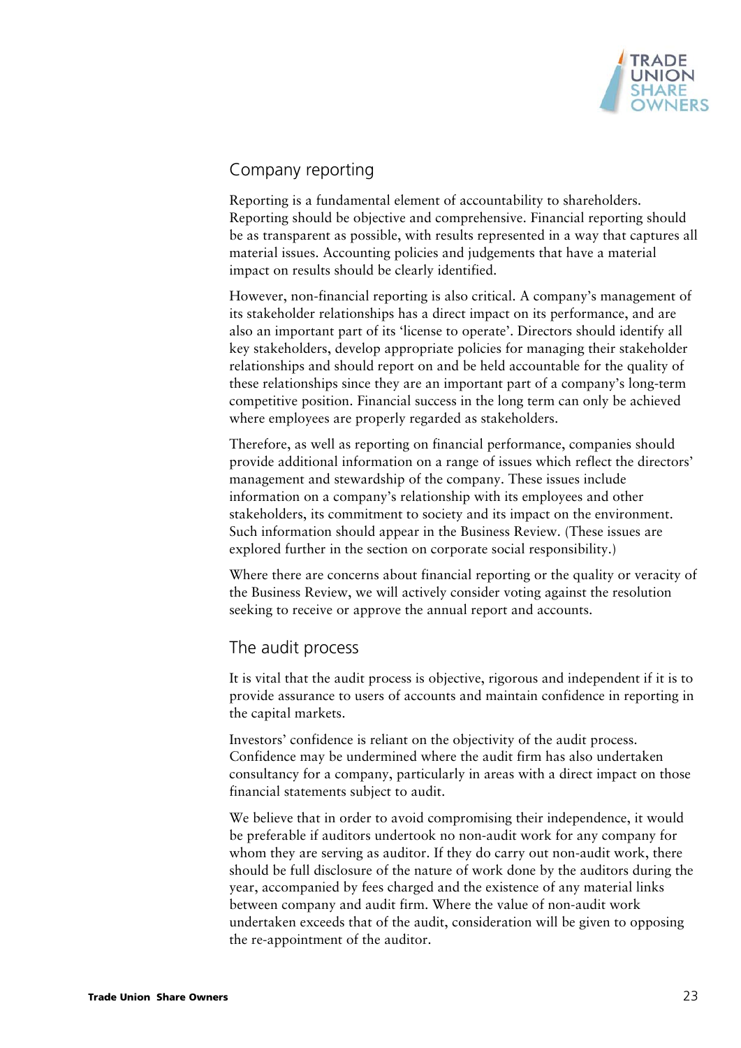## Company reporting

Reporting is a fundamental element of accountability to shareholders. Reporting should be objective and comprehensive. Financial reporting should be as transparent as possible, with results represented in a way that captures all material issues. Accounting policies and judgements that have a material impact on results should be clearly identified.

However, non-financial reporting is also critical. A company's management of its stakeholder relationships has a direct impact on its performance, and are also an important part of its 'license to operate'. Directors should identify all key stakeholders, develop appropriate policies for managing their stakeholder relationships and should report on and be held accountable for the quality of these relationships since they are an important part of a company's long-term competitive position. Financial success in the long term can only be achieved where employees are properly regarded as stakeholders.

Therefore, as well as reporting on financial performance, companies should provide additional information on a range of issues which reflect the directors' management and stewardship of the company. These issues include information on a company's relationship with its employees and other stakeholders, its commitment to society and its impact on the environment. Such information should appear in the Business Review. (These issues are explored further in the section on corporate social responsibility.)

Where there are concerns about financial reporting or the quality or veracity of the Business Review, we will actively consider voting against the resolution seeking to receive or approve the annual report and accounts.

## The audit process

It is vital that the audit process is objective, rigorous and independent if it is to provide assurance to users of accounts and maintain confidence in reporting in the capital markets.

Investors' confidence is reliant on the objectivity of the audit process. Confidence may be undermined where the audit firm has also undertaken consultancy for a company, particularly in areas with a direct impact on those financial statements subject to audit.

We believe that in order to avoid compromising their independence, it would be preferable if auditors undertook no non-audit work for any company for whom they are serving as auditor. If they do carry out non-audit work, there should be full disclosure of the nature of work done by the auditors during the year, accompanied by fees charged and the existence of any material links between company and audit firm. Where the value of non-audit work undertaken exceeds that of the audit, consideration will be given to opposing the re-appointment of the auditor.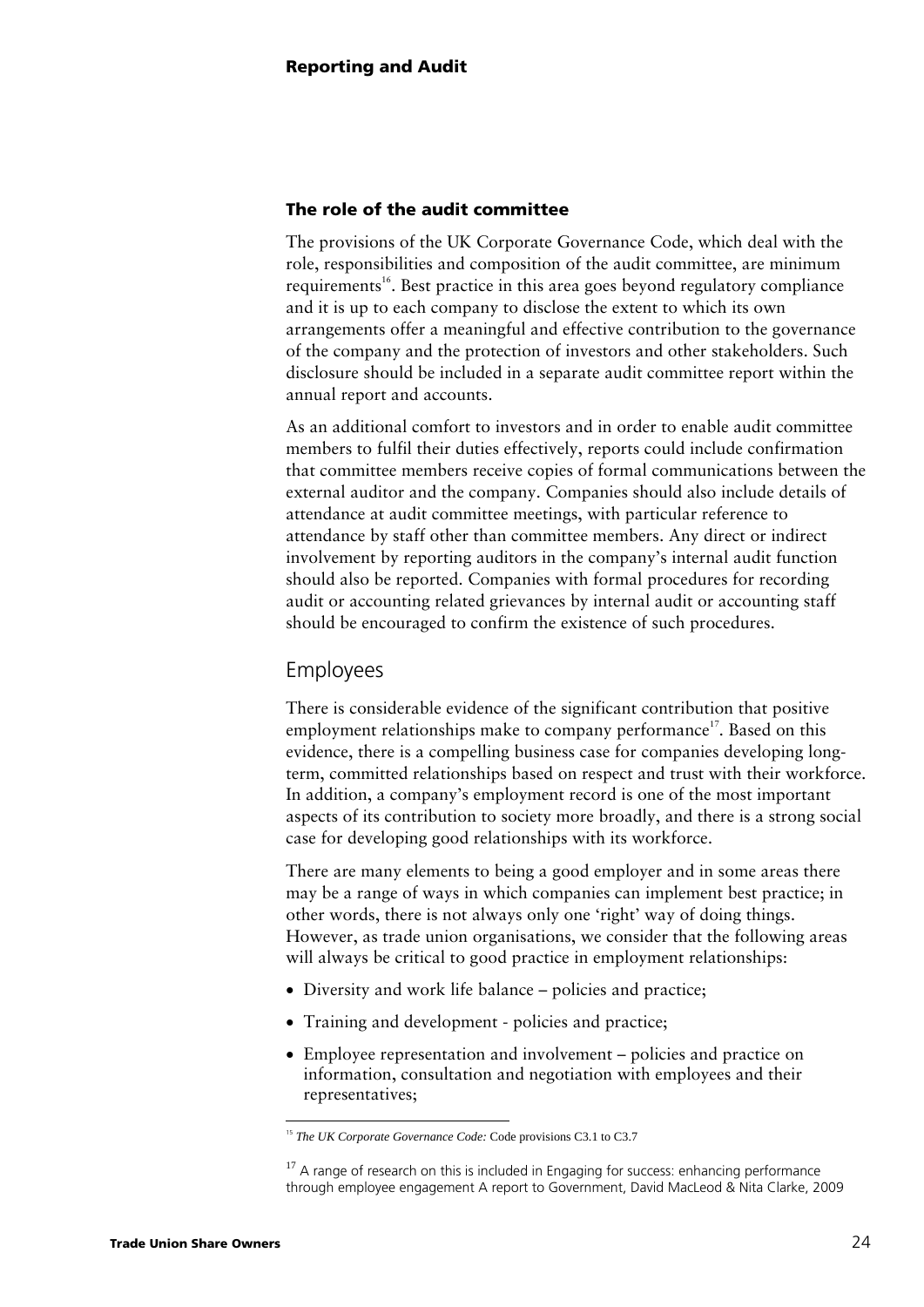### The role of the audit committee

The provisions of the UK Corporate Governance Code, which deal with the role, responsibilities and composition of the audit committee, are minimum requirements[16]. Best practice in this area goes beyond regulatory compliance and it is up to each company to disclose the extent to which its own arrangements offer a meaningful and effective contribution to the governance of the company and the protection of investors and other stakeholders. Such disclosure should be included in a separate audit committee report within the annual report and accounts.

As an additional comfort to investors and in order to enable audit committee members to fulfil their duties effectively, reports could include confirmation that committee members receive copies of formal communications between the external auditor and the company. Companies should also include details of attendance at audit committee meetings, with particular reference to attendance by staff other than committee members. Any direct or indirect involvement by reporting auditors in the company's internal audit function should also be reported. Companies with formal procedures for recording audit or accounting related grievances by internal audit or accounting staff should be encouraged to confirm the existence of such procedures.

## Employees

There is considerable evidence of the significant contribution that positive employment relationships make to company performance[17]. Based on this evidence, there is a compelling business case for companies developing long-term, committed relationships based on respect and trust with their workforce. In addition, a company's employment record is one of the most important aspects of its contribution to society more broadly, and there is a strong social case for developing good relationships with its workforce.

There are many elements to being a good employer and in some areas there may be a range of ways in which companies can implement best practice; in other words, there is not always only one 'right' way of doing things. However, as trade union organisations, we consider that the following areas will always be critical to good practice in employment relationships:

- Diversity and work life balance – policies and practice;
- Training and development - policies and practice;
- Employee representation and involvement – policies and practice on information, consultation and negotiation with employees and their representatives;

---

[15] *The UK Corporate Governance Code:* Code provisions C3.1 to C3.7

[17] A range of research on this is included in Engaging for success: enhancing performance through employee engagement A report to Government, David MacLeod & Nita Clarke, 2009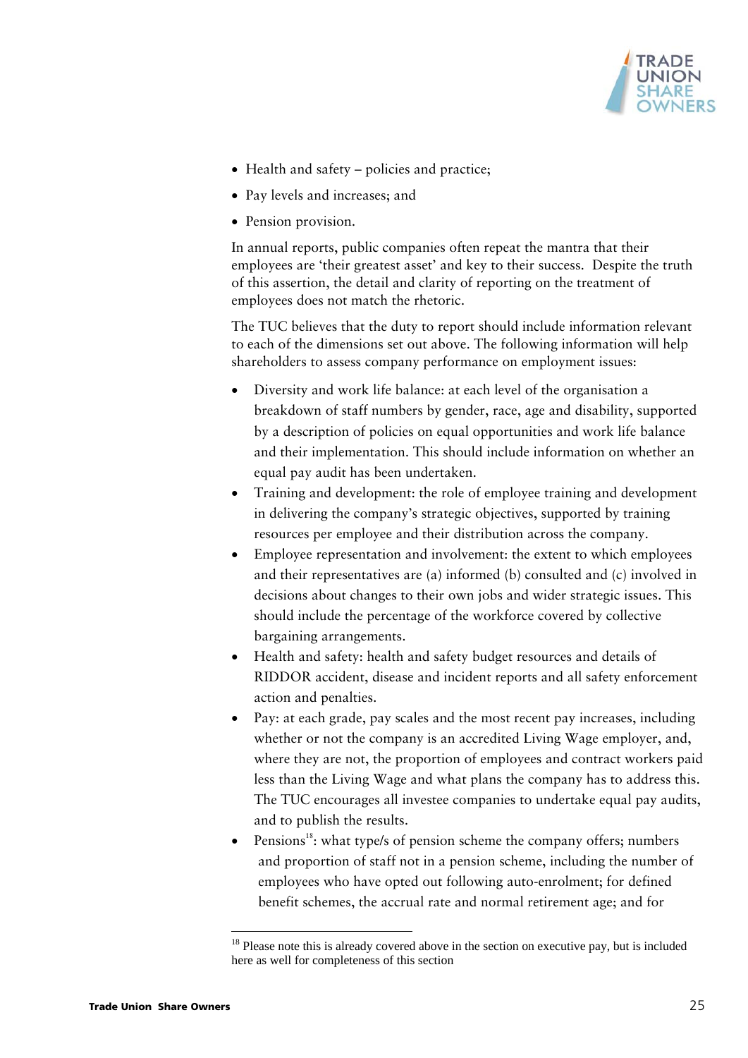- Health and safety – policies and practice;
- Pay levels and increases; and
- Pension provision.

In annual reports, public companies often repeat the mantra that their employees are 'their greatest asset' and key to their success. Despite the truth of this assertion, the detail and clarity of reporting on the treatment of employees does not match the rhetoric.

The TUC believes that the duty to report should include information relevant to each of the dimensions set out above. The following information will help shareholders to assess company performance on employment issues:

- Diversity and work life balance: at each level of the organisation a breakdown of staff numbers by gender, race, age and disability, supported by a description of policies on equal opportunities and work life balance and their implementation. This should include information on whether an equal pay audit has been undertaken.
- Training and development: the role of employee training and development in delivering the company's strategic objectives, supported by training resources per employee and their distribution across the company.
- Employee representation and involvement: the extent to which employees and their representatives are (a) informed (b) consulted and (c) involved in decisions about changes to their own jobs and wider strategic issues. This should include the percentage of the workforce covered by collective bargaining arrangements.
- Health and safety: health and safety budget resources and details of RIDDOR accident, disease and incident reports and all safety enforcement action and penalties.
- Pay: at each grade, pay scales and the most recent pay increases, including whether or not the company is an accredited Living Wage employer, and, where they are not, the proportion of employees and contract workers paid less than the Living Wage and what plans the company has to address this. The TUC encourages all investee companies to undertake equal pay audits, and to publish the results.
- Pensions[18]: what type/s of pension scheme the company offers; numbers and proportion of staff not in a pension scheme, including the number of employees who have opted out following auto-enrolment; for defined benefit schemes, the accrual rate and normal retirement age; and for

[18] Please note this is already covered above in the section on executive pay, but is included here as well for completeness of this section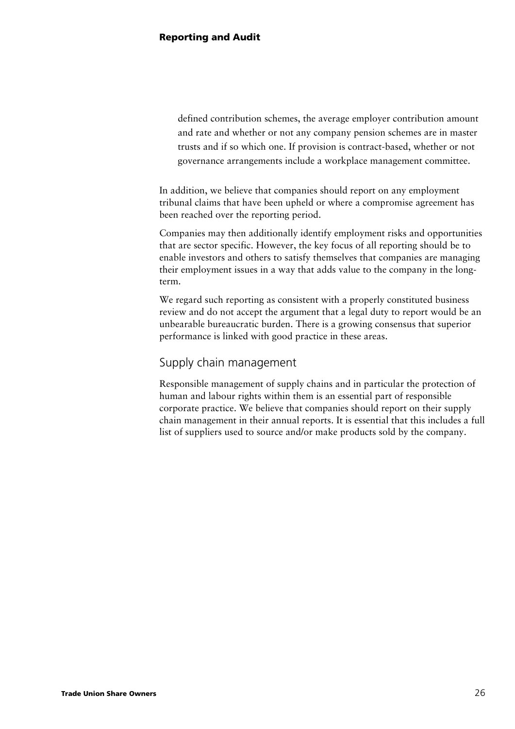defined contribution schemes, the average employer contribution amount and rate and whether or not any company pension schemes are in master trusts and if so which one. If provision is contract-based, whether or not governance arrangements include a workplace management committee.

In addition, we believe that companies should report on any employment tribunal claims that have been upheld or where a compromise agreement has been reached over the reporting period.

Companies may then additionally identify employment risks and opportunities that are sector specific. However, the key focus of all reporting should be to enable investors and others to satisfy themselves that companies are managing their employment issues in a way that adds value to the company in the long-term.

We regard such reporting as consistent with a properly constituted business review and do not accept the argument that a legal duty to report would be an unbearable bureaucratic burden. There is a growing consensus that superior performance is linked with good practice in these areas.

## Supply chain management

Responsible management of supply chains and in particular the protection of human and labour rights within them is an essential part of responsible corporate practice. We believe that companies should report on their supply chain management in their annual reports. It is essential that this includes a full list of suppliers used to source and/or make products sold by the company.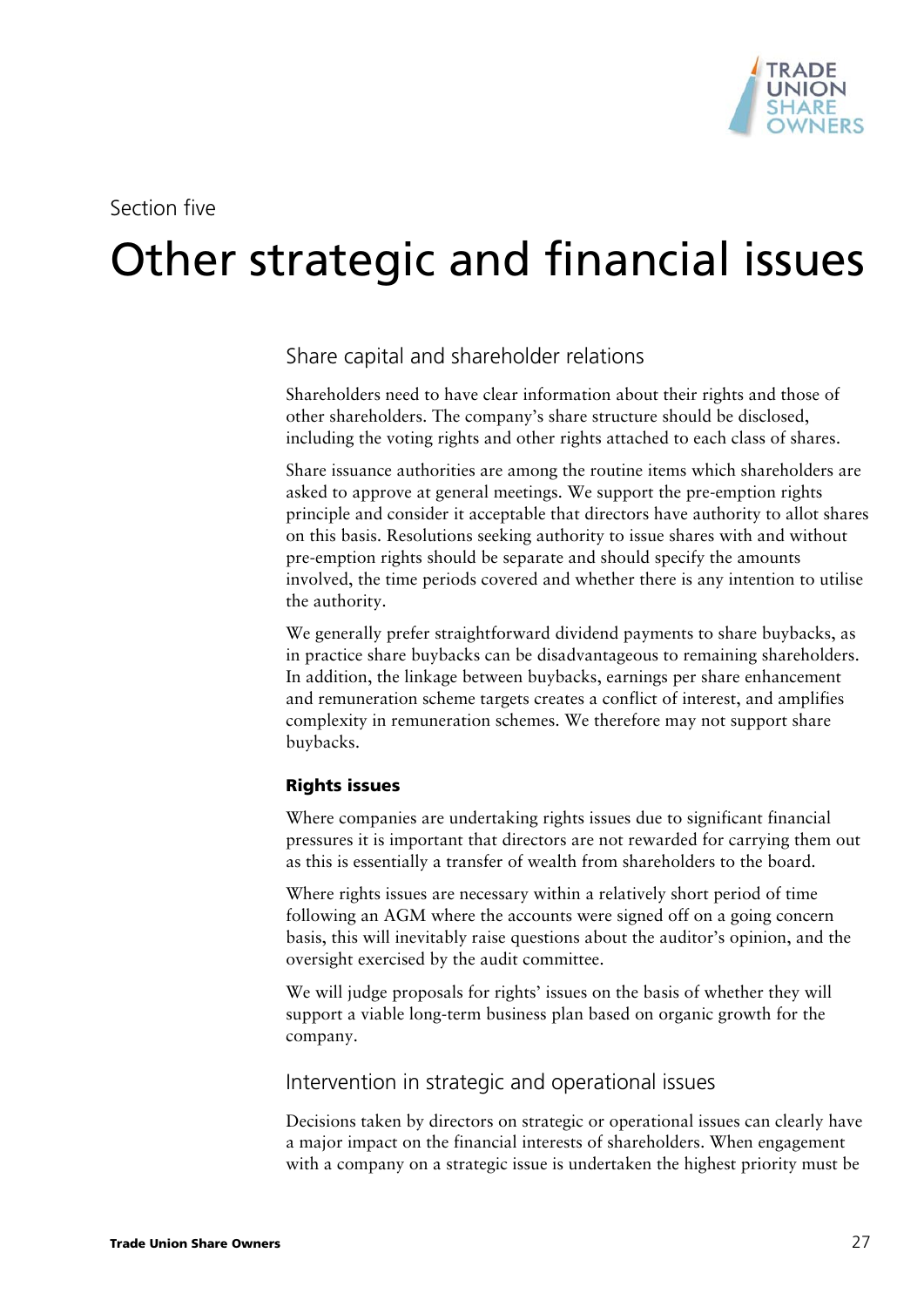Section five

# Other strategic and financial issues

## Share capital and shareholder relations

Shareholders need to have clear information about their rights and those of other shareholders. The company's share structure should be disclosed, including the voting rights and other rights attached to each class of shares.

Share issuance authorities are among the routine items which shareholders are asked to approve at general meetings. We support the pre-emption rights principle and consider it acceptable that directors have authority to allot shares on this basis. Resolutions seeking authority to issue shares with and without pre-emption rights should be separate and should specify the amounts involved, the time periods covered and whether there is any intention to utilise the authority.

We generally prefer straightforward dividend payments to share buybacks, as in practice share buybacks can be disadvantageous to remaining shareholders. In addition, the linkage between buybacks, earnings per share enhancement and remuneration scheme targets creates a conflict of interest, and amplifies complexity in remuneration schemes. We therefore may not support share buybacks.

### Rights issues

Where companies are undertaking rights issues due to significant financial pressures it is important that directors are not rewarded for carrying them out as this is essentially a transfer of wealth from shareholders to the board.

Where rights issues are necessary within a relatively short period of time following an AGM where the accounts were signed off on a going concern basis, this will inevitably raise questions about the auditor's opinion, and the oversight exercised by the audit committee.

We will judge proposals for rights' issues on the basis of whether they will support a viable long-term business plan based on organic growth for the company.

## Intervention in strategic and operational issues

Decisions taken by directors on strategic or operational issues can clearly have a major impact on the financial interests of shareholders. When engagement with a company on a strategic issue is undertaken the highest priority must be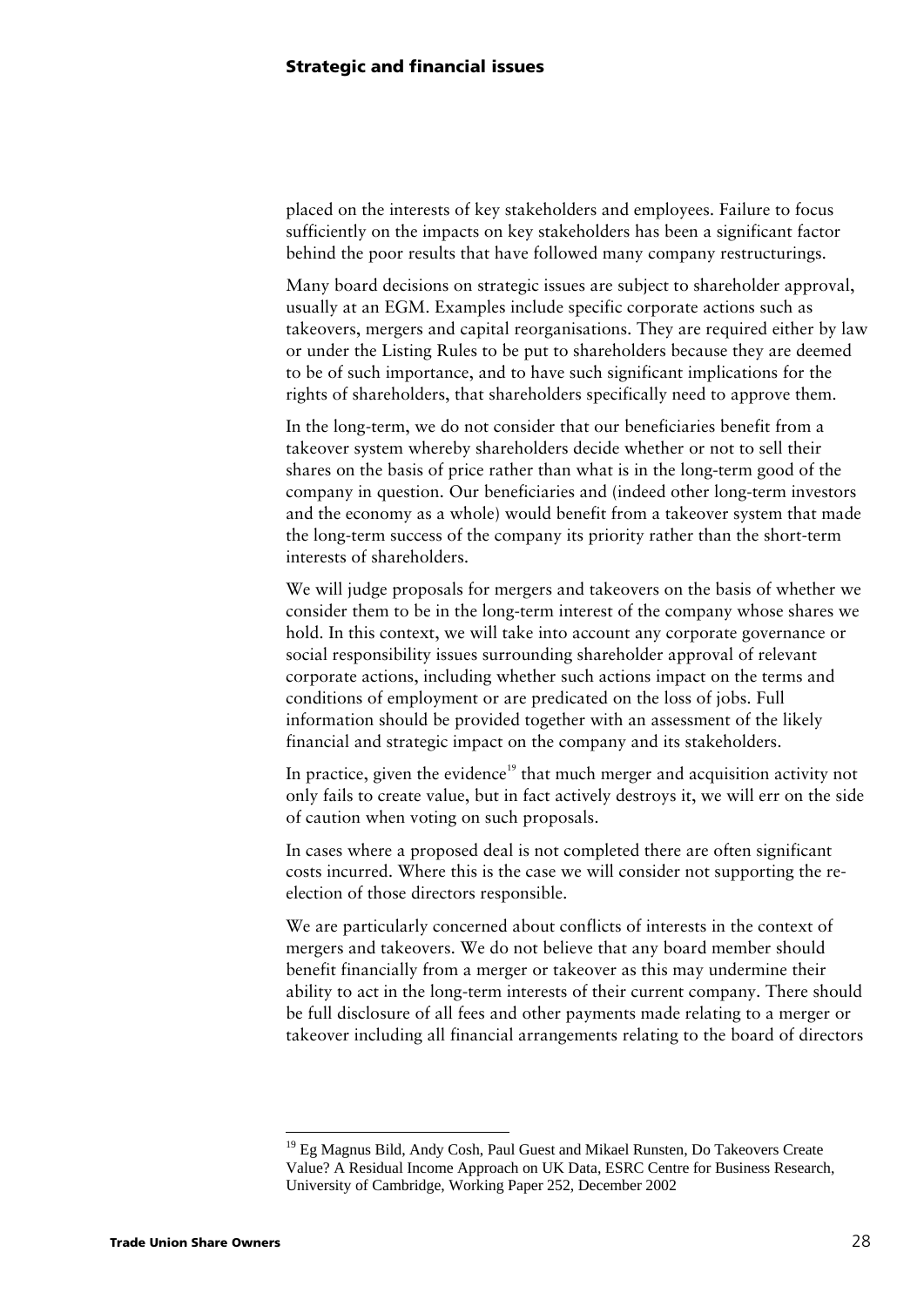placed on the interests of key stakeholders and employees. Failure to focus sufficiently on the impacts on key stakeholders has been a significant factor behind the poor results that have followed many company restructurings.

Many board decisions on strategic issues are subject to shareholder approval, usually at an EGM. Examples include specific corporate actions such as takeovers, mergers and capital reorganisations. They are required either by law or under the Listing Rules to be put to shareholders because they are deemed to be of such importance, and to have such significant implications for the rights of shareholders, that shareholders specifically need to approve them.

In the long-term, we do not consider that our beneficiaries benefit from a takeover system whereby shareholders decide whether or not to sell their shares on the basis of price rather than what is in the long-term good of the company in question. Our beneficiaries and (indeed other long-term investors and the economy as a whole) would benefit from a takeover system that made the long-term success of the company its priority rather than the short-term interests of shareholders.

We will judge proposals for mergers and takeovers on the basis of whether we consider them to be in the long-term interest of the company whose shares we hold. In this context, we will take into account any corporate governance or social responsibility issues surrounding shareholder approval of relevant corporate actions, including whether such actions impact on the terms and conditions of employment or are predicated on the loss of jobs. Full information should be provided together with an assessment of the likely financial and strategic impact on the company and its stakeholders.

In practice, given the evidence[19] that much merger and acquisition activity not only fails to create value, but in fact actively destroys it, we will err on the side of caution when voting on such proposals.

In cases where a proposed deal is not completed there are often significant costs incurred. Where this is the case we will consider not supporting the re-election of those directors responsible.

We are particularly concerned about conflicts of interests in the context of mergers and takeovers. We do not believe that any board member should benefit financially from a merger or takeover as this may undermine their ability to act in the long-term interests of their current company. There should be full disclosure of all fees and other payments made relating to a merger or takeover including all financial arrangements relating to the board of directors

---

[19] Eg Magnus Bild, Andy Cosh, Paul Guest and Mikael Runsten, Do Takeovers Create Value? A Residual Income Approach on UK Data, ESRC Centre for Business Research, University of Cambridge, Working Paper 252, December 2002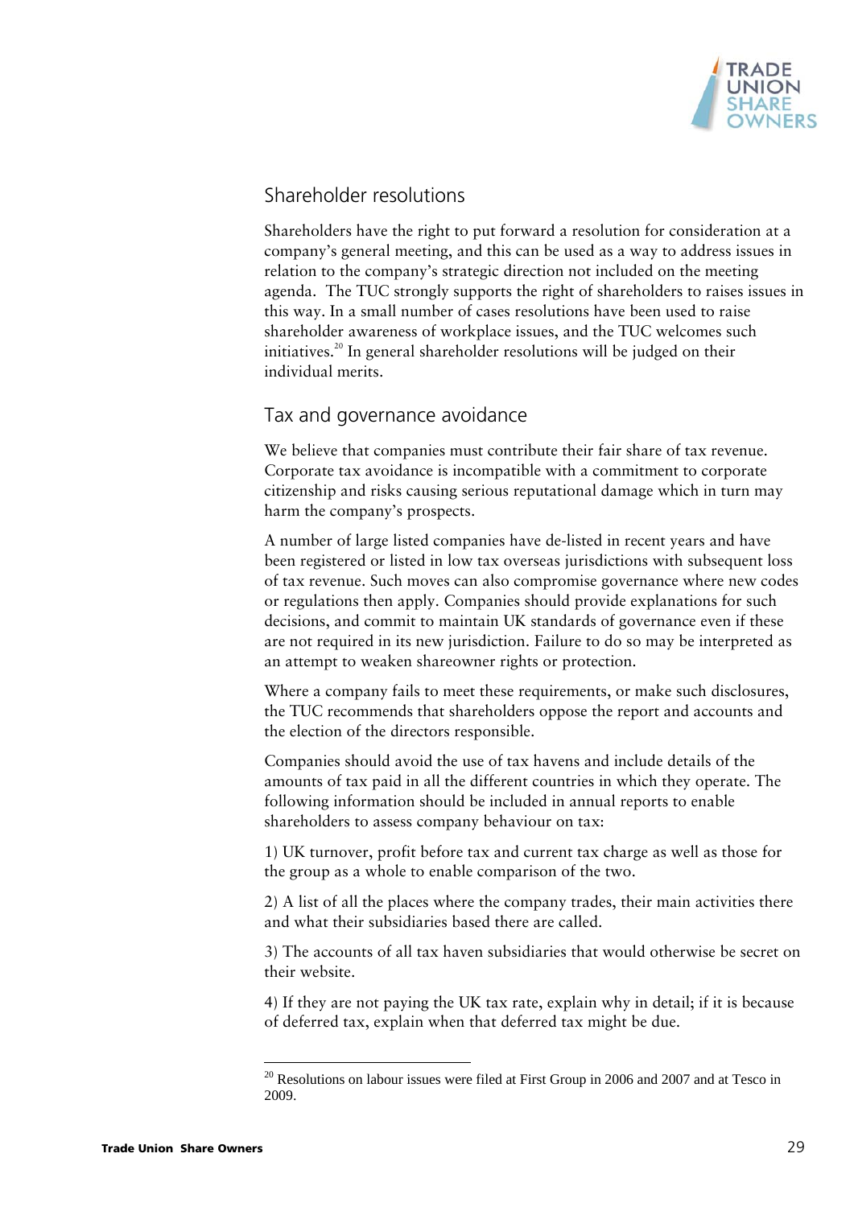## Shareholder resolutions

Shareholders have the right to put forward a resolution for consideration at a company's general meeting, and this can be used as a way to address issues in relation to the company's strategic direction not included on the meeting agenda. The TUC strongly supports the right of shareholders to raises issues in this way. In a small number of cases resolutions have been used to raise shareholder awareness of workplace issues, and the TUC welcomes such initiatives.[20] In general shareholder resolutions will be judged on their individual merits.

## Tax and governance avoidance

We believe that companies must contribute their fair share of tax revenue. Corporate tax avoidance is incompatible with a commitment to corporate citizenship and risks causing serious reputational damage which in turn may harm the company's prospects.

A number of large listed companies have de-listed in recent years and have been registered or listed in low tax overseas jurisdictions with subsequent loss of tax revenue. Such moves can also compromise governance where new codes or regulations then apply. Companies should provide explanations for such decisions, and commit to maintain UK standards of governance even if these are not required in its new jurisdiction. Failure to do so may be interpreted as an attempt to weaken shareowner rights or protection.

Where a company fails to meet these requirements, or make such disclosures, the TUC recommends that shareholders oppose the report and accounts and the election of the directors responsible.

Companies should avoid the use of tax havens and include details of the amounts of tax paid in all the different countries in which they operate. The following information should be included in annual reports to enable shareholders to assess company behaviour on tax:

1) UK turnover, profit before tax and current tax charge as well as those for the group as a whole to enable comparison of the two.

2) A list of all the places where the company trades, their main activities there and what their subsidiaries based there are called.

3) The accounts of all tax haven subsidiaries that would otherwise be secret on their website.

4) If they are not paying the UK tax rate, explain why in detail; if it is because of deferred tax, explain when that deferred tax might be due.

---

[20] Resolutions on labour issues were filed at First Group in 2006 and 2007 and at Tesco in 2009.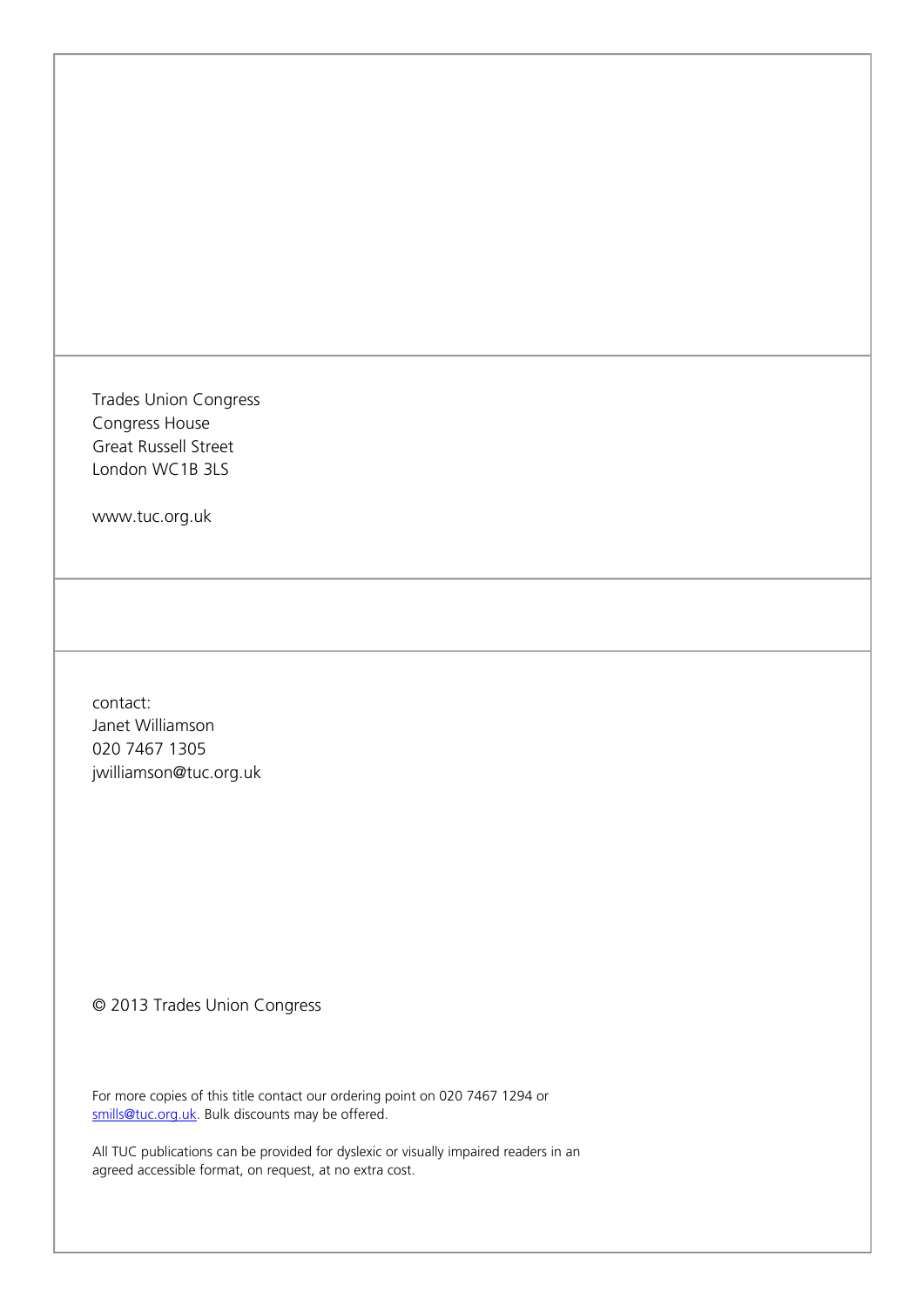Trades Union Congress
Congress House
Great Russell Street
London WC1B 3LS

www.tuc.org.uk

contact:
Janet Williamson
020 7467 1305
jwilliamson@tuc.org.uk

© 2013 Trades Union Congress

For more copies of this title contact our ordering point on 020 7467 1294 or smills@tuc.org.uk. Bulk discounts may be offered.

All TUC publications can be provided for dyslexic or visually impaired readers in an agreed accessible format, on request, at no extra cost.